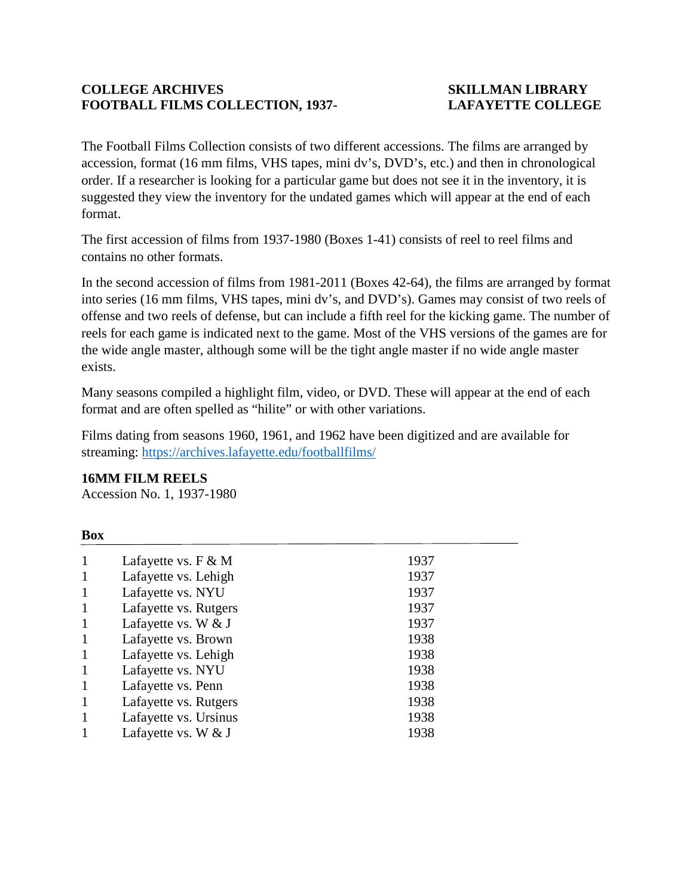**COLLEGE ARCHIVES**
**FOOTBALL FILMS COLLECTION, 1937-**

**SKILLMAN LIBRARY**
**LAFAYETTE COLLEGE**

The Football Films Collection consists of two different accessions. The films are arranged by accession, format (16 mm films, VHS tapes, mini dv's, DVD's, etc.) and then in chronological order. If a researcher is looking for a particular game but does not see it in the inventory, it is suggested they view the inventory for the undated games which will appear at the end of each format.

The first accession of films from 1937-1980 (Boxes 1-41) consists of reel to reel films and contains no other formats.

In the second accession of films from 1981-2011 (Boxes 42-64), the films are arranged by format into series (16 mm films, VHS tapes, mini dv's, and DVD's). Games may consist of two reels of offense and two reels of defense, but can include a fifth reel for the kicking game. The number of reels for each game is indicated next to the game. Most of the VHS versions of the games are for the wide angle master, although some will be the tight angle master if no wide angle master exists.

Many seasons compiled a highlight film, video, or DVD. These will appear at the end of each format and are often spelled as "hilite" or with other variations.

Films dating from seasons 1960, 1961, and 1962 have been digitized and are available for streaming: https://archives.lafayette.edu/footballfilms/

**16MM FILM REELS**
Accession No. 1, 1937-1980

| Box | | |
|---|---|---|
| 1 | Lafayette vs. F & M | 1937 |
| 1 | Lafayette vs. Lehigh | 1937 |
| 1 | Lafayette vs. NYU | 1937 |
| 1 | Lafayette vs. Rutgers | 1937 |
| 1 | Lafayette vs. W & J | 1937 |
| 1 | Lafayette vs. Brown | 1938 |
| 1 | Lafayette vs. Lehigh | 1938 |
| 1 | Lafayette vs. NYU | 1938 |
| 1 | Lafayette vs. Penn | 1938 |
| 1 | Lafayette vs. Rutgers | 1938 |
| 1 | Lafayette vs. Ursinus | 1938 |
| 1 | Lafayette vs. W & J | 1938 |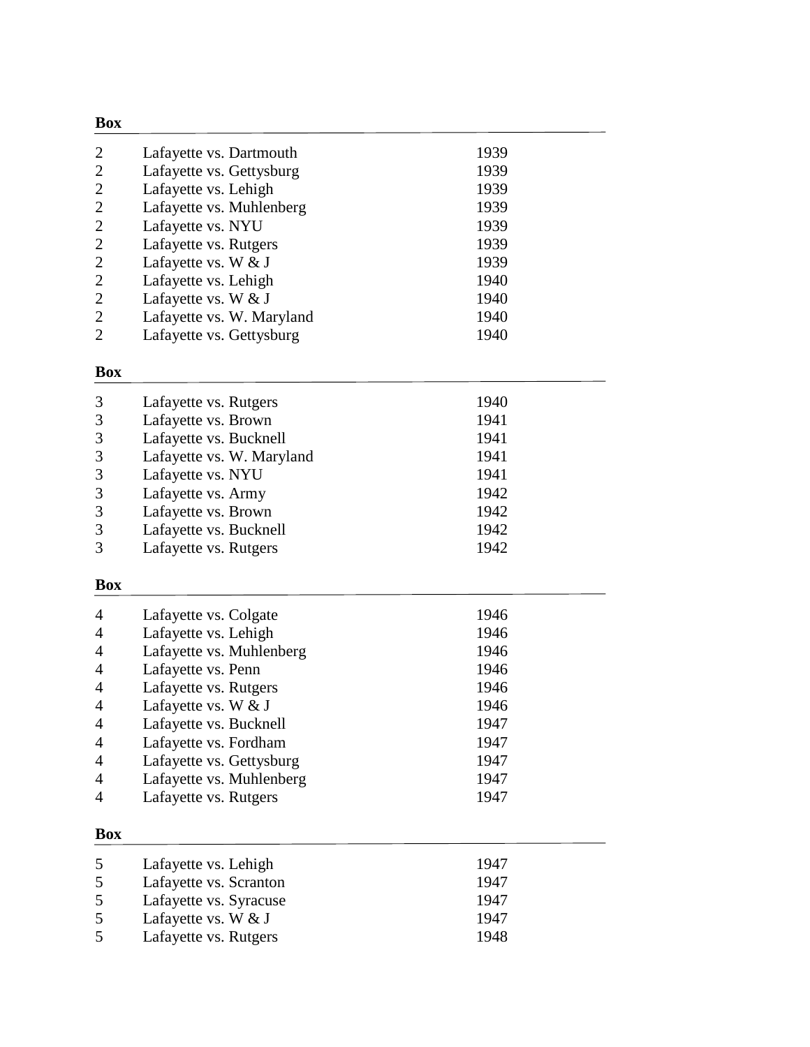| Box | | |
|---|---|---|
| 2 | Lafayette vs. Dartmouth | 1939 |
| 2 | Lafayette vs. Gettysburg | 1939 |
| 2 | Lafayette vs. Lehigh | 1939 |
| 2 | Lafayette vs. Muhlenberg | 1939 |
| 2 | Lafayette vs. NYU | 1939 |
| 2 | Lafayette vs. Rutgers | 1939 |
| 2 | Lafayette vs. W & J | 1939 |
| 2 | Lafayette vs. Lehigh | 1940 |
| 2 | Lafayette vs. W & J | 1940 |
| 2 | Lafayette vs. W. Maryland | 1940 |
| 2 | Lafayette vs. Gettysburg | 1940 |

| Box | | |
|---|---|---|
| 3 | Lafayette vs. Rutgers | 1940 |
| 3 | Lafayette vs. Brown | 1941 |
| 3 | Lafayette vs. Bucknell | 1941 |
| 3 | Lafayette vs. W. Maryland | 1941 |
| 3 | Lafayette vs. NYU | 1941 |
| 3 | Lafayette vs. Army | 1942 |
| 3 | Lafayette vs. Brown | 1942 |
| 3 | Lafayette vs. Bucknell | 1942 |
| 3 | Lafayette vs. Rutgers | 1942 |

| Box | | |
|---|---|---|
| 4 | Lafayette vs. Colgate | 1946 |
| 4 | Lafayette vs. Lehigh | 1946 |
| 4 | Lafayette vs. Muhlenberg | 1946 |
| 4 | Lafayette vs. Penn | 1946 |
| 4 | Lafayette vs. Rutgers | 1946 |
| 4 | Lafayette vs. W & J | 1946 |
| 4 | Lafayette vs. Bucknell | 1947 |
| 4 | Lafayette vs. Fordham | 1947 |
| 4 | Lafayette vs. Gettysburg | 1947 |
| 4 | Lafayette vs. Muhlenberg | 1947 |
| 4 | Lafayette vs. Rutgers | 1947 |

| Box | | |
|---|---|---|
| 5 | Lafayette vs. Lehigh | 1947 |
| 5 | Lafayette vs. Scranton | 1947 |
| 5 | Lafayette vs. Syracuse | 1947 |
| 5 | Lafayette vs. W & J | 1947 |
| 5 | Lafayette vs. Rutgers | 1948 |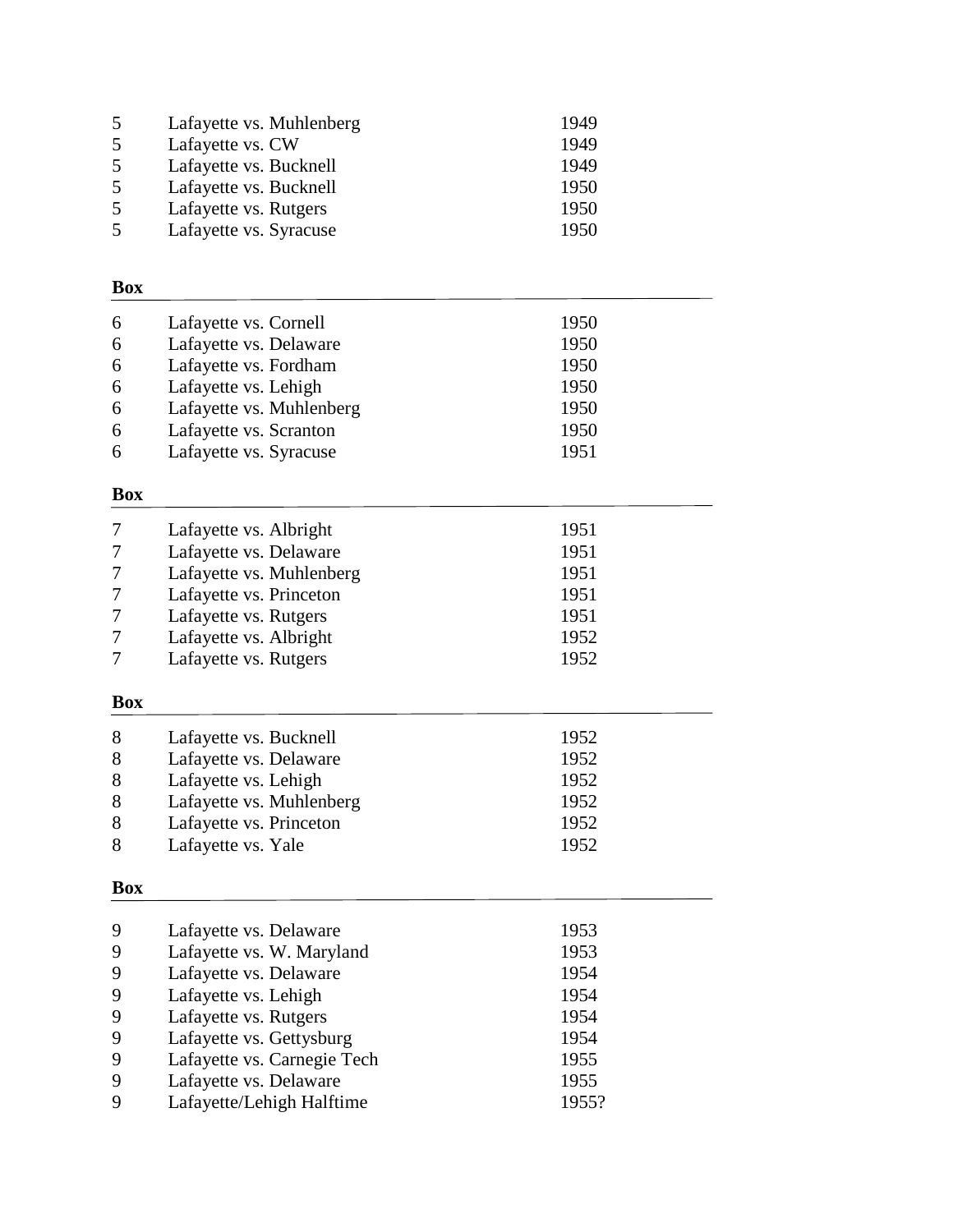| | | |
|---|---|---|
| 5 | Lafayette vs. Muhlenberg | 1949 |
| 5 | Lafayette vs. CW | 1949 |
| 5 | Lafayette vs. Bucknell | 1949 |
| 5 | Lafayette vs. Bucknell | 1950 |
| 5 | Lafayette vs. Rutgers | 1950 |
| 5 | Lafayette vs. Syracuse | 1950 |

**Box**

| | | |
|---|---|---|
| 6 | Lafayette vs. Cornell | 1950 |
| 6 | Lafayette vs. Delaware | 1950 |
| 6 | Lafayette vs. Fordham | 1950 |
| 6 | Lafayette vs. Lehigh | 1950 |
| 6 | Lafayette vs. Muhlenberg | 1950 |
| 6 | Lafayette vs. Scranton | 1950 |
| 6 | Lafayette vs. Syracuse | 1951 |

**Box**

| | | |
|---|---|---|
| 7 | Lafayette vs. Albright | 1951 |
| 7 | Lafayette vs. Delaware | 1951 |
| 7 | Lafayette vs. Muhlenberg | 1951 |
| 7 | Lafayette vs. Princeton | 1951 |
| 7 | Lafayette vs. Rutgers | 1951 |
| 7 | Lafayette vs. Albright | 1952 |
| 7 | Lafayette vs. Rutgers | 1952 |

**Box**

| | | |
|---|---|---|
| 8 | Lafayette vs. Bucknell | 1952 |
| 8 | Lafayette vs. Delaware | 1952 |
| 8 | Lafayette vs. Lehigh | 1952 |
| 8 | Lafayette vs. Muhlenberg | 1952 |
| 8 | Lafayette vs. Princeton | 1952 |
| 8 | Lafayette vs. Yale | 1952 |

**Box**

| | | |
|---|---|---|
| 9 | Lafayette vs. Delaware | 1953 |
| 9 | Lafayette vs. W. Maryland | 1953 |
| 9 | Lafayette vs. Delaware | 1954 |
| 9 | Lafayette vs. Lehigh | 1954 |
| 9 | Lafayette vs. Rutgers | 1954 |
| 9 | Lafayette vs. Gettysburg | 1954 |
| 9 | Lafayette vs. Carnegie Tech | 1955 |
| 9 | Lafayette vs. Delaware | 1955 |
| 9 | Lafayette/Lehigh Halftime | 1955? |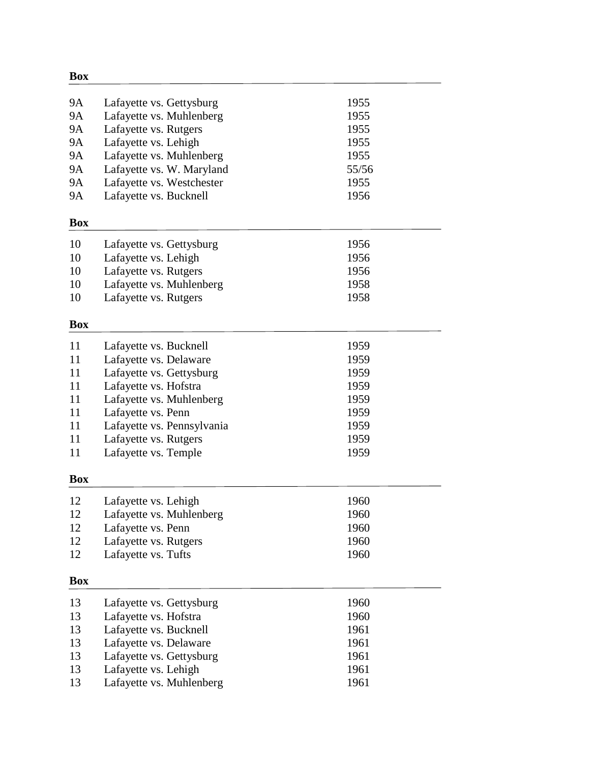| Box | | |
| --- | --- | --- |
| 9A | Lafayette vs. Gettysburg | 1955 |
| 9A | Lafayette vs. Muhlenberg | 1955 |
| 9A | Lafayette vs. Rutgers | 1955 |
| 9A | Lafayette vs. Lehigh | 1955 |
| 9A | Lafayette vs. Muhlenberg | 1955 |
| 9A | Lafayette vs. W. Maryland | 55/56 |
| 9A | Lafayette vs. Westchester | 1955 |
| 9A | Lafayette vs. Bucknell | 1956 |

| Box | | |
| --- | --- | --- |
| 10 | Lafayette vs. Gettysburg | 1956 |
| 10 | Lafayette vs. Lehigh | 1956 |
| 10 | Lafayette vs. Rutgers | 1956 |
| 10 | Lafayette vs. Muhlenberg | 1958 |
| 10 | Lafayette vs. Rutgers | 1958 |

| Box | | |
| --- | --- | --- |
| 11 | Lafayette vs. Bucknell | 1959 |
| 11 | Lafayette vs. Delaware | 1959 |
| 11 | Lafayette vs. Gettysburg | 1959 |
| 11 | Lafayette vs. Hofstra | 1959 |
| 11 | Lafayette vs. Muhlenberg | 1959 |
| 11 | Lafayette vs. Penn | 1959 |
| 11 | Lafayette vs. Pennsylvania | 1959 |
| 11 | Lafayette vs. Rutgers | 1959 |
| 11 | Lafayette vs. Temple | 1959 |

| Box | | |
| --- | --- | --- |
| 12 | Lafayette vs. Lehigh | 1960 |
| 12 | Lafayette vs. Muhlenberg | 1960 |
| 12 | Lafayette vs. Penn | 1960 |
| 12 | Lafayette vs. Rutgers | 1960 |
| 12 | Lafayette vs. Tufts | 1960 |

| Box | | |
| --- | --- | --- |
| 13 | Lafayette vs. Gettysburg | 1960 |
| 13 | Lafayette vs. Hofstra | 1960 |
| 13 | Lafayette vs. Bucknell | 1961 |
| 13 | Lafayette vs. Delaware | 1961 |
| 13 | Lafayette vs. Gettysburg | 1961 |
| 13 | Lafayette vs. Lehigh | 1961 |
| 13 | Lafayette vs. Muhlenberg | 1961 |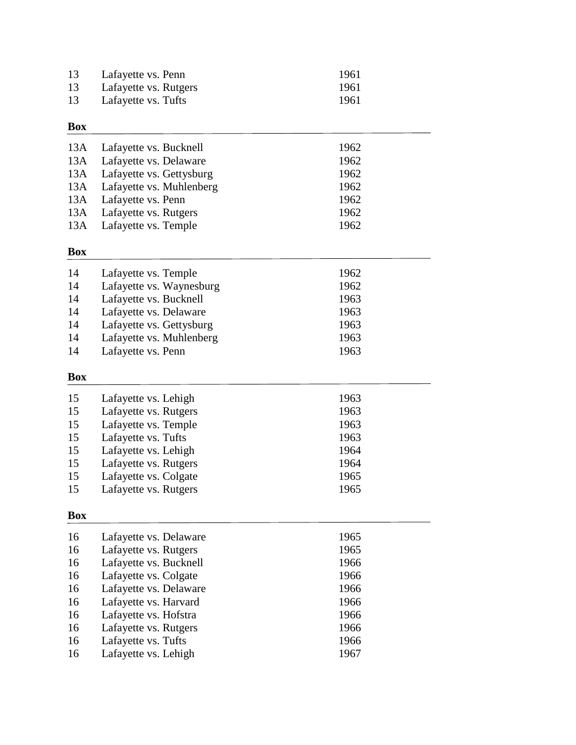| | | |
|---|---|---|
| 13 | Lafayette vs. Penn | 1961 |
| 13 | Lafayette vs. Rutgers | 1961 |
| 13 | Lafayette vs. Tufts | 1961 |

| Box | | |
|---|---|---|
| 13A | Lafayette vs. Bucknell | 1962 |
| 13A | Lafayette vs. Delaware | 1962 |
| 13A | Lafayette vs. Gettysburg | 1962 |
| 13A | Lafayette vs. Muhlenberg | 1962 |
| 13A | Lafayette vs. Penn | 1962 |
| 13A | Lafayette vs. Rutgers | 1962 |
| 13A | Lafayette vs. Temple | 1962 |

| Box | | |
|---|---|---|
| 14 | Lafayette vs. Temple | 1962 |
| 14 | Lafayette vs. Waynesburg | 1962 |
| 14 | Lafayette vs. Bucknell | 1963 |
| 14 | Lafayette vs. Delaware | 1963 |
| 14 | Lafayette vs. Gettysburg | 1963 |
| 14 | Lafayette vs. Muhlenberg | 1963 |
| 14 | Lafayette vs. Penn | 1963 |

| Box | | |
|---|---|---|
| 15 | Lafayette vs. Lehigh | 1963 |
| 15 | Lafayette vs. Rutgers | 1963 |
| 15 | Lafayette vs. Temple | 1963 |
| 15 | Lafayette vs. Tufts | 1963 |
| 15 | Lafayette vs. Lehigh | 1964 |
| 15 | Lafayette vs. Rutgers | 1964 |
| 15 | Lafayette vs. Colgate | 1965 |
| 15 | Lafayette vs. Rutgers | 1965 |

| Box | | |
|---|---|---|
| 16 | Lafayette vs. Delaware | 1965 |
| 16 | Lafayette vs. Rutgers | 1965 |
| 16 | Lafayette vs. Bucknell | 1966 |
| 16 | Lafayette vs. Colgate | 1966 |
| 16 | Lafayette vs. Delaware | 1966 |
| 16 | Lafayette vs. Harvard | 1966 |
| 16 | Lafayette vs. Hofstra | 1966 |
| 16 | Lafayette vs. Rutgers | 1966 |
| 16 | Lafayette vs. Tufts | 1966 |
| 16 | Lafayette vs. Lehigh | 1967 |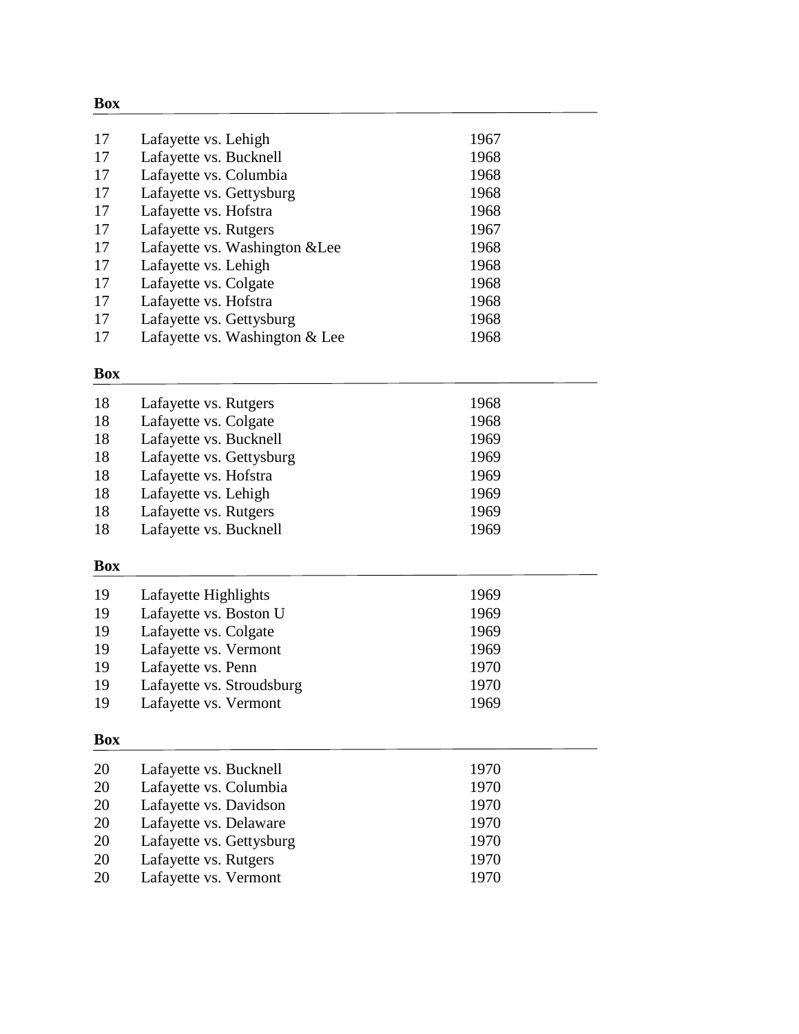**Box**

| | | |
|---|---|---|
| 17 | Lafayette vs. Lehigh | 1967 |
| 17 | Lafayette vs. Bucknell | 1968 |
| 17 | Lafayette vs. Columbia | 1968 |
| 17 | Lafayette vs. Gettysburg | 1968 |
| 17 | Lafayette vs. Hofstra | 1968 |
| 17 | Lafayette vs. Rutgers | 1967 |
| 17 | Lafayette vs. Washington &Lee | 1968 |
| 17 | Lafayette vs. Lehigh | 1968 |
| 17 | Lafayette vs. Colgate | 1968 |
| 17 | Lafayette vs. Hofstra | 1968 |
| 17 | Lafayette vs. Gettysburg | 1968 |
| 17 | Lafayette vs. Washington & Lee | 1968 |

**Box**

| | | |
|---|---|---|
| 18 | Lafayette vs. Rutgers | 1968 |
| 18 | Lafayette vs. Colgate | 1968 |
| 18 | Lafayette vs. Bucknell | 1969 |
| 18 | Lafayette vs. Gettysburg | 1969 |
| 18 | Lafayette vs. Hofstra | 1969 |
| 18 | Lafayette vs. Lehigh | 1969 |
| 18 | Lafayette vs. Rutgers | 1969 |
| 18 | Lafayette vs. Bucknell | 1969 |

**Box**

| | | |
|---|---|---|
| 19 | Lafayette Highlights | 1969 |
| 19 | Lafayette vs. Boston U | 1969 |
| 19 | Lafayette vs. Colgate | 1969 |
| 19 | Lafayette vs. Vermont | 1969 |
| 19 | Lafayette vs. Penn | 1970 |
| 19 | Lafayette vs. Stroudsburg | 1970 |
| 19 | Lafayette vs. Vermont | 1969 |

**Box**

| | | |
|---|---|---|
| 20 | Lafayette vs. Bucknell | 1970 |
| 20 | Lafayette vs. Columbia | 1970 |
| 20 | Lafayette vs. Davidson | 1970 |
| 20 | Lafayette vs. Delaware | 1970 |
| 20 | Lafayette vs. Gettysburg | 1970 |
| 20 | Lafayette vs. Rutgers | 1970 |
| 20 | Lafayette vs. Vermont | 1970 |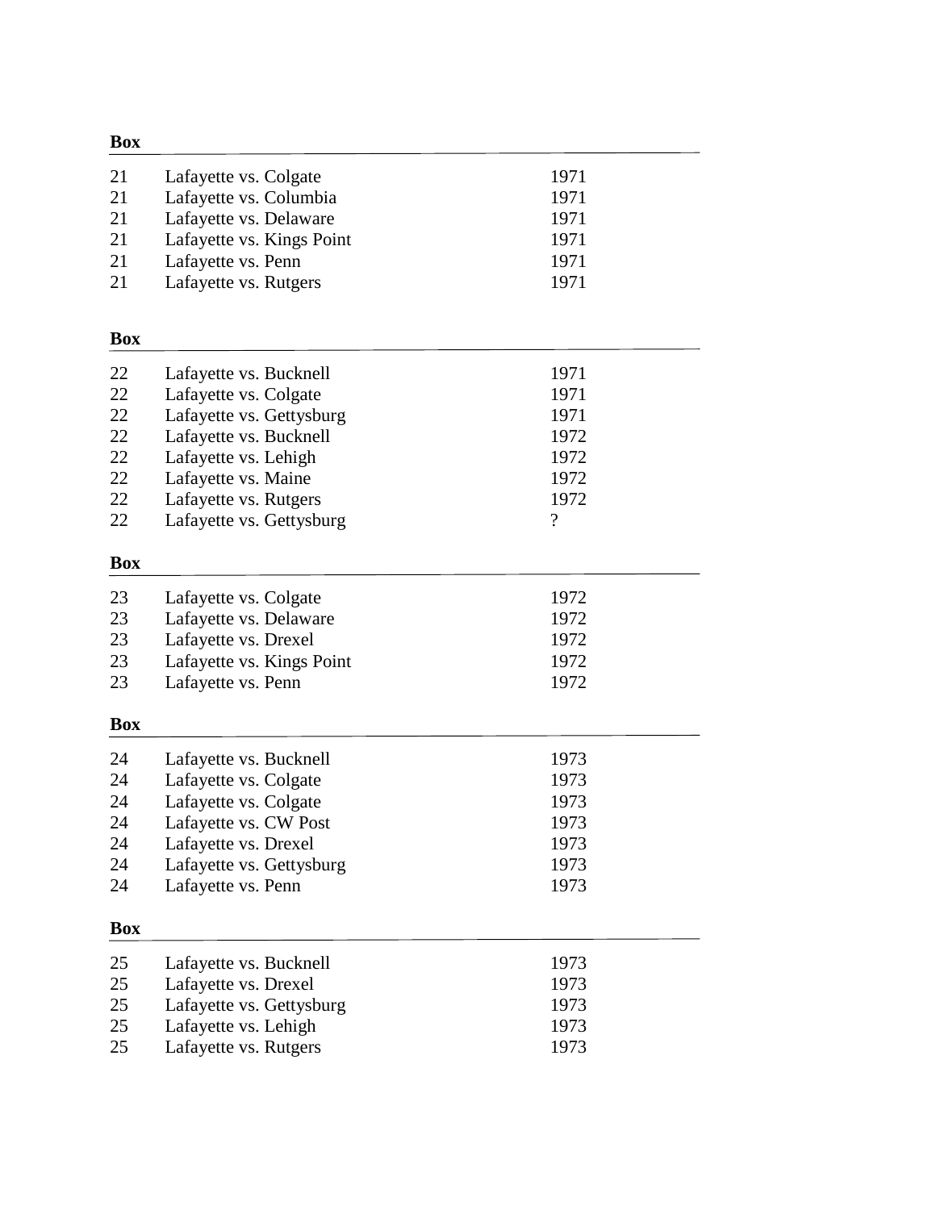| Box | | |
|---|---|---|
| 21 | Lafayette vs. Colgate | 1971 |
| 21 | Lafayette vs. Columbia | 1971 |
| 21 | Lafayette vs. Delaware | 1971 |
| 21 | Lafayette vs. Kings Point | 1971 |
| 21 | Lafayette vs. Penn | 1971 |
| 21 | Lafayette vs. Rutgers | 1971 |

| Box | | |
|---|---|---|
| 22 | Lafayette vs. Bucknell | 1971 |
| 22 | Lafayette vs. Colgate | 1971 |
| 22 | Lafayette vs. Gettysburg | 1971 |
| 22 | Lafayette vs. Bucknell | 1972 |
| 22 | Lafayette vs. Lehigh | 1972 |
| 22 | Lafayette vs. Maine | 1972 |
| 22 | Lafayette vs. Rutgers | 1972 |
| 22 | Lafayette vs. Gettysburg | ? |

| Box | | |
|---|---|---|
| 23 | Lafayette vs. Colgate | 1972 |
| 23 | Lafayette vs. Delaware | 1972 |
| 23 | Lafayette vs. Drexel | 1972 |
| 23 | Lafayette vs. Kings Point | 1972 |
| 23 | Lafayette vs. Penn | 1972 |

| Box | | |
|---|---|---|
| 24 | Lafayette vs. Bucknell | 1973 |
| 24 | Lafayette vs. Colgate | 1973 |
| 24 | Lafayette vs. Colgate | 1973 |
| 24 | Lafayette vs. CW Post | 1973 |
| 24 | Lafayette vs. Drexel | 1973 |
| 24 | Lafayette vs. Gettysburg | 1973 |
| 24 | Lafayette vs. Penn | 1973 |

| Box | | |
|---|---|---|
| 25 | Lafayette vs. Bucknell | 1973 |
| 25 | Lafayette vs. Drexel | 1973 |
| 25 | Lafayette vs. Gettysburg | 1973 |
| 25 | Lafayette vs. Lehigh | 1973 |
| 25 | Lafayette vs. Rutgers | 1973 |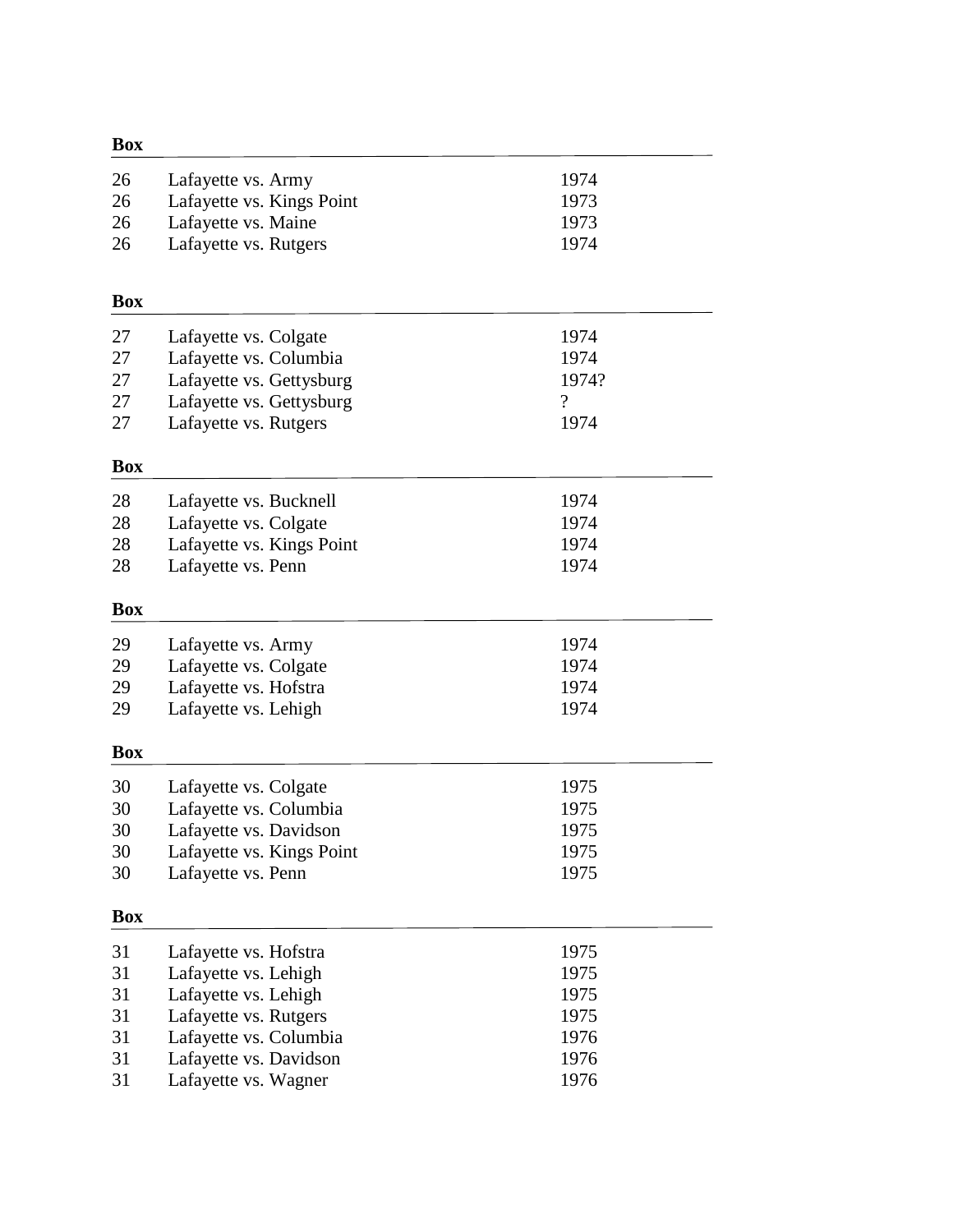| Box | | |
|---|---|---|
| 26 | Lafayette vs. Army | 1974 |
| 26 | Lafayette vs. Kings Point | 1973 |
| 26 | Lafayette vs. Maine | 1973 |
| 26 | Lafayette vs. Rutgers | 1974 |

| Box | | |
|---|---|---|
| 27 | Lafayette vs. Colgate | 1974 |
| 27 | Lafayette vs. Columbia | 1974 |
| 27 | Lafayette vs. Gettysburg | 1974? |
| 27 | Lafayette vs. Gettysburg | ? |
| 27 | Lafayette vs. Rutgers | 1974 |

| Box | | |
|---|---|---|
| 28 | Lafayette vs. Bucknell | 1974 |
| 28 | Lafayette vs. Colgate | 1974 |
| 28 | Lafayette vs. Kings Point | 1974 |
| 28 | Lafayette vs. Penn | 1974 |

| Box | | |
|---|---|---|
| 29 | Lafayette vs. Army | 1974 |
| 29 | Lafayette vs. Colgate | 1974 |
| 29 | Lafayette vs. Hofstra | 1974 |
| 29 | Lafayette vs. Lehigh | 1974 |

| Box | | |
|---|---|---|
| 30 | Lafayette vs. Colgate | 1975 |
| 30 | Lafayette vs. Columbia | 1975 |
| 30 | Lafayette vs. Davidson | 1975 |
| 30 | Lafayette vs. Kings Point | 1975 |
| 30 | Lafayette vs. Penn | 1975 |

| Box | | |
|---|---|---|
| 31 | Lafayette vs. Hofstra | 1975 |
| 31 | Lafayette vs. Lehigh | 1975 |
| 31 | Lafayette vs. Lehigh | 1975 |
| 31 | Lafayette vs. Rutgers | 1975 |
| 31 | Lafayette vs. Columbia | 1976 |
| 31 | Lafayette vs. Davidson | 1976 |
| 31 | Lafayette vs. Wagner | 1976 |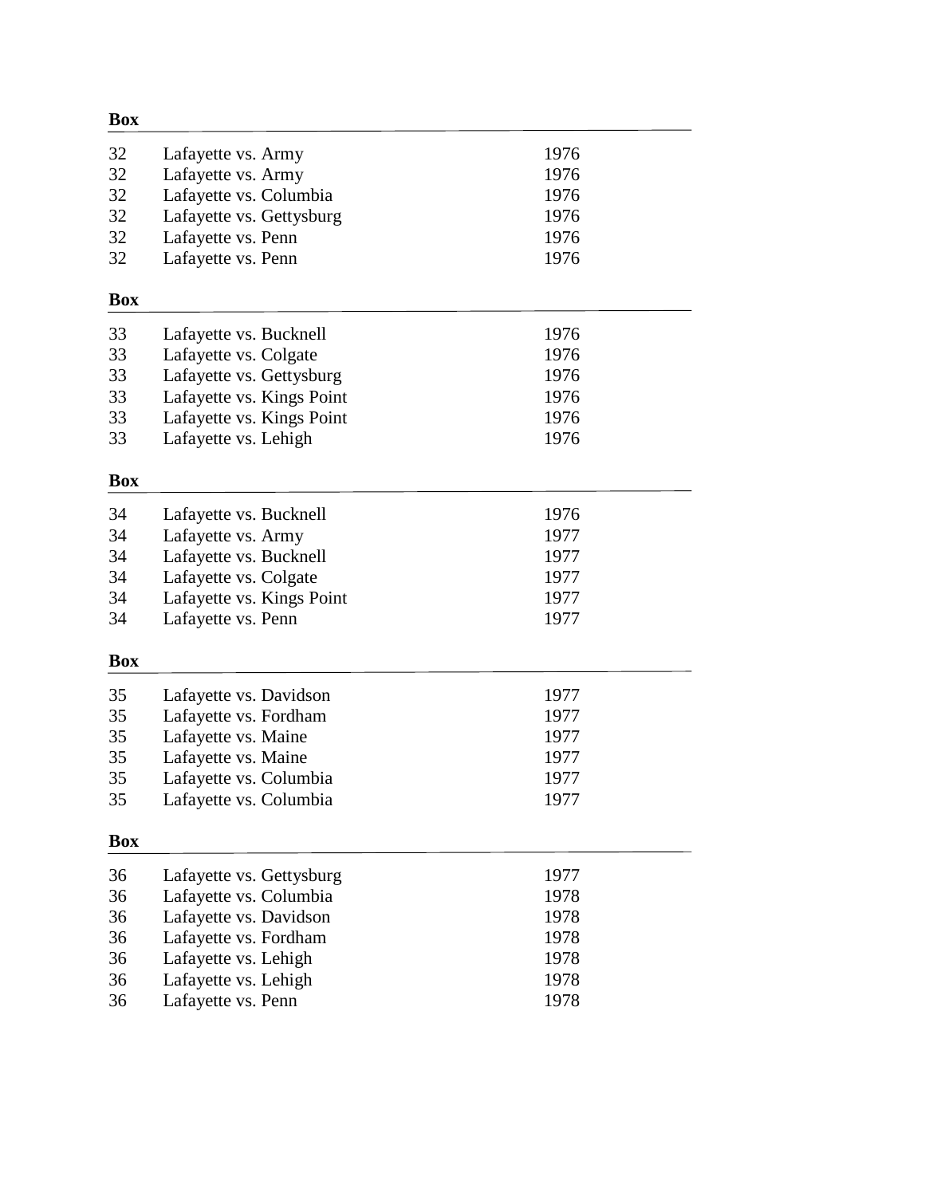**Box**

| | | |
|---|---|---|
| 32 | Lafayette vs. Army | 1976 |
| 32 | Lafayette vs. Army | 1976 |
| 32 | Lafayette vs. Columbia | 1976 |
| 32 | Lafayette vs. Gettysburg | 1976 |
| 32 | Lafayette vs. Penn | 1976 |
| 32 | Lafayette vs. Penn | 1976 |

**Box**

| | | |
|---|---|---|
| 33 | Lafayette vs. Bucknell | 1976 |
| 33 | Lafayette vs. Colgate | 1976 |
| 33 | Lafayette vs. Gettysburg | 1976 |
| 33 | Lafayette vs. Kings Point | 1976 |
| 33 | Lafayette vs. Kings Point | 1976 |
| 33 | Lafayette vs. Lehigh | 1976 |

**Box**

| | | |
|---|---|---|
| 34 | Lafayette vs. Bucknell | 1976 |
| 34 | Lafayette vs. Army | 1977 |
| 34 | Lafayette vs. Bucknell | 1977 |
| 34 | Lafayette vs. Colgate | 1977 |
| 34 | Lafayette vs. Kings Point | 1977 |
| 34 | Lafayette vs. Penn | 1977 |

**Box**

| | | |
|---|---|---|
| 35 | Lafayette vs. Davidson | 1977 |
| 35 | Lafayette vs. Fordham | 1977 |
| 35 | Lafayette vs. Maine | 1977 |
| 35 | Lafayette vs. Maine | 1977 |
| 35 | Lafayette vs. Columbia | 1977 |
| 35 | Lafayette vs. Columbia | 1977 |

**Box**

| | | |
|---|---|---|
| 36 | Lafayette vs. Gettysburg | 1977 |
| 36 | Lafayette vs. Columbia | 1978 |
| 36 | Lafayette vs. Davidson | 1978 |
| 36 | Lafayette vs. Fordham | 1978 |
| 36 | Lafayette vs. Lehigh | 1978 |
| 36 | Lafayette vs. Lehigh | 1978 |
| 36 | Lafayette vs. Penn | 1978 |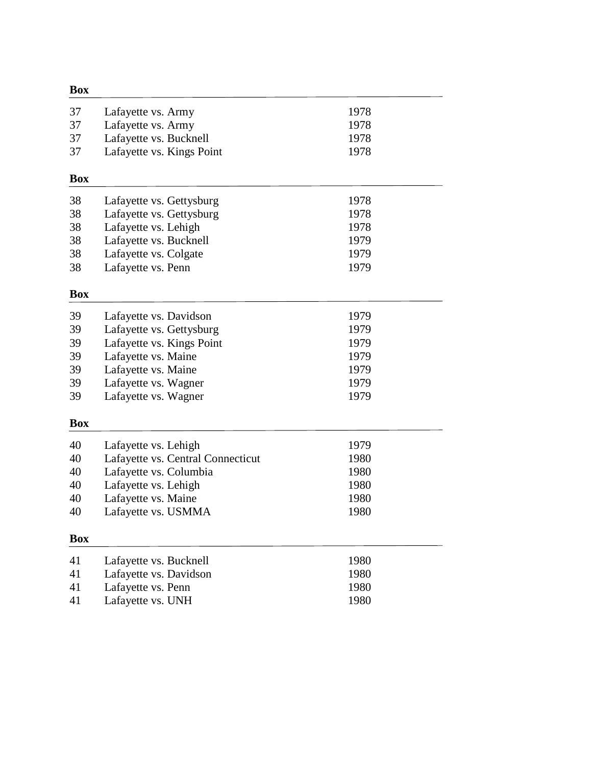**Box**

| | | |
|---|---|---|
| 37 | Lafayette vs. Army | 1978 |
| 37 | Lafayette vs. Army | 1978 |
| 37 | Lafayette vs. Bucknell | 1978 |
| 37 | Lafayette vs. Kings Point | 1978 |

**Box**

| | | |
|---|---|---|
| 38 | Lafayette vs. Gettysburg | 1978 |
| 38 | Lafayette vs. Gettysburg | 1978 |
| 38 | Lafayette vs. Lehigh | 1978 |
| 38 | Lafayette vs. Bucknell | 1979 |
| 38 | Lafayette vs. Colgate | 1979 |
| 38 | Lafayette vs. Penn | 1979 |

**Box**

| | | |
|---|---|---|
| 39 | Lafayette vs. Davidson | 1979 |
| 39 | Lafayette vs. Gettysburg | 1979 |
| 39 | Lafayette vs. Kings Point | 1979 |
| 39 | Lafayette vs. Maine | 1979 |
| 39 | Lafayette vs. Maine | 1979 |
| 39 | Lafayette vs. Wagner | 1979 |
| 39 | Lafayette vs. Wagner | 1979 |

**Box**

| | | |
|---|---|---|
| 40 | Lafayette vs. Lehigh | 1979 |
| 40 | Lafayette vs. Central Connecticut | 1980 |
| 40 | Lafayette vs. Columbia | 1980 |
| 40 | Lafayette vs. Lehigh | 1980 |
| 40 | Lafayette vs. Maine | 1980 |
| 40 | Lafayette vs. USMMA | 1980 |

**Box**

| | | |
|---|---|---|
| 41 | Lafayette vs. Bucknell | 1980 |
| 41 | Lafayette vs. Davidson | 1980 |
| 41 | Lafayette vs. Penn | 1980 |
| 41 | Lafayette vs. UNH | 1980 |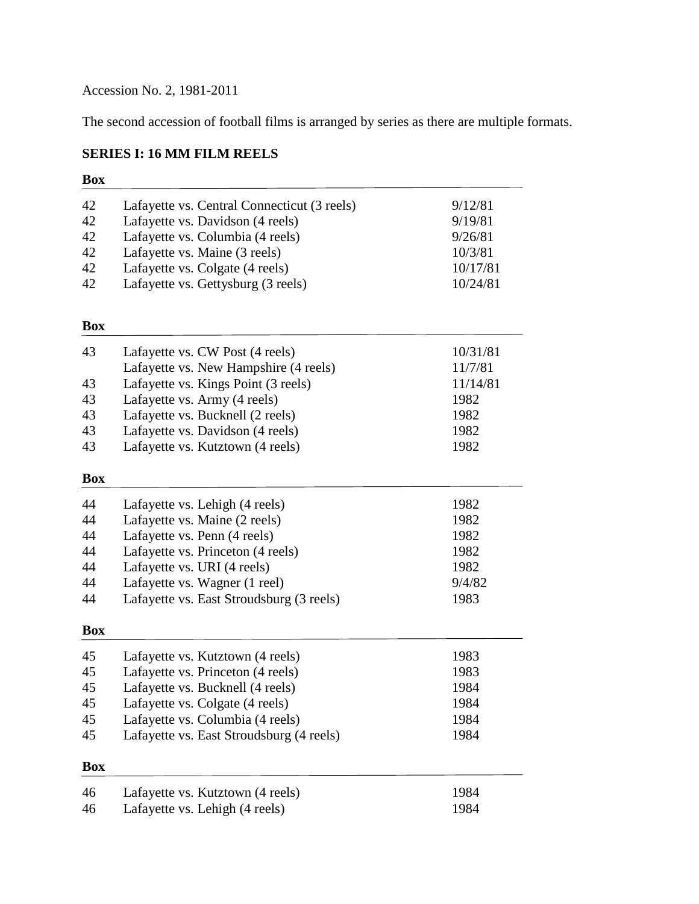Accession No. 2, 1981-2011

The second accession of football films is arranged by series as there are multiple formats.

**SERIES I: 16 MM FILM REELS**

| Box | | |
|---|---|---|
| 42 | Lafayette vs. Central Connecticut (3 reels) | 9/12/81 |
| 42 | Lafayette vs. Davidson (4 reels) | 9/19/81 |
| 42 | Lafayette vs. Columbia (4 reels) | 9/26/81 |
| 42 | Lafayette vs. Maine (3 reels) | 10/3/81 |
| 42 | Lafayette vs. Colgate (4 reels) | 10/17/81 |
| 42 | Lafayette vs. Gettysburg (3 reels) | 10/24/81 |

| Box | | |
|---|---|---|
| 43 | Lafayette vs. CW Post (4 reels) | 10/31/81 |
| | Lafayette vs. New Hampshire (4 reels) | 11/7/81 |
| 43 | Lafayette vs. Kings Point (3 reels) | 11/14/81 |
| 43 | Lafayette vs. Army (4 reels) | 1982 |
| 43 | Lafayette vs. Bucknell (2 reels) | 1982 |
| 43 | Lafayette vs. Davidson (4 reels) | 1982 |
| 43 | Lafayette vs. Kutztown (4 reels) | 1982 |

| Box | | |
|---|---|---|
| 44 | Lafayette vs. Lehigh (4 reels) | 1982 |
| 44 | Lafayette vs. Maine (2 reels) | 1982 |
| 44 | Lafayette vs. Penn (4 reels) | 1982 |
| 44 | Lafayette vs. Princeton (4 reels) | 1982 |
| 44 | Lafayette vs. URI (4 reels) | 1982 |
| 44 | Lafayette vs. Wagner (1 reel) | 9/4/82 |
| 44 | Lafayette vs. East Stroudsburg (3 reels) | 1983 |

| Box | | |
|---|---|---|
| 45 | Lafayette vs. Kutztown (4 reels) | 1983 |
| 45 | Lafayette vs. Princeton (4 reels) | 1983 |
| 45 | Lafayette vs. Bucknell (4 reels) | 1984 |
| 45 | Lafayette vs. Colgate (4 reels) | 1984 |
| 45 | Lafayette vs. Columbia (4 reels) | 1984 |
| 45 | Lafayette vs. East Stroudsburg (4 reels) | 1984 |

| Box | | |
|---|---|---|
| 46 | Lafayette vs. Kutztown (4 reels) | 1984 |
| 46 | Lafayette vs. Lehigh (4 reels) | 1984 |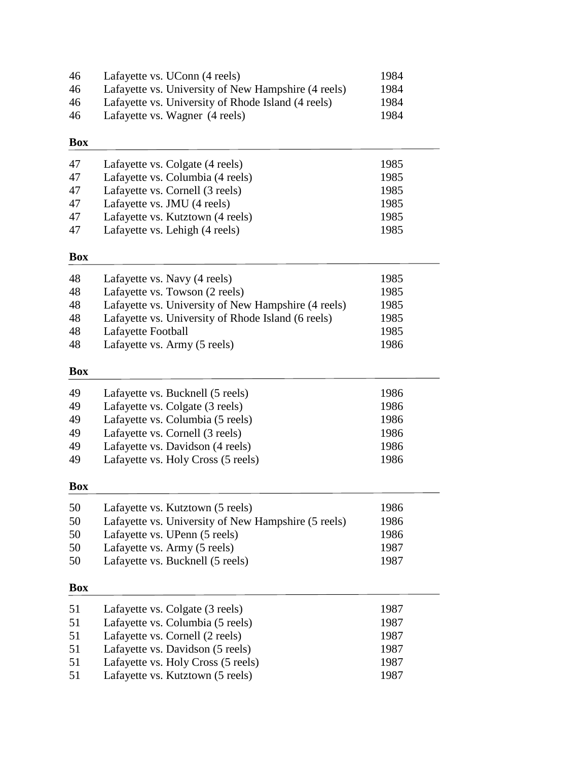| | | |
|---|---|---|
| 46 | Lafayette vs. UConn (4 reels) | 1984 |
| 46 | Lafayette vs. University of New Hampshire (4 reels) | 1984 |
| 46 | Lafayette vs. University of Rhode Island (4 reels) | 1984 |
| 46 | Lafayette vs. Wagner (4 reels) | 1984 |

**Box**

| | | |
|---|---|---|
| 47 | Lafayette vs. Colgate (4 reels) | 1985 |
| 47 | Lafayette vs. Columbia (4 reels) | 1985 |
| 47 | Lafayette vs. Cornell (3 reels) | 1985 |
| 47 | Lafayette vs. JMU (4 reels) | 1985 |
| 47 | Lafayette vs. Kutztown (4 reels) | 1985 |
| 47 | Lafayette vs. Lehigh (4 reels) | 1985 |

**Box**

| | | |
|---|---|---|
| 48 | Lafayette vs. Navy (4 reels) | 1985 |
| 48 | Lafayette vs. Towson (2 reels) | 1985 |
| 48 | Lafayette vs. University of New Hampshire (4 reels) | 1985 |
| 48 | Lafayette vs. University of Rhode Island (6 reels) | 1985 |
| 48 | Lafayette Football | 1985 |
| 48 | Lafayette vs. Army (5 reels) | 1986 |

**Box**

| | | |
|---|---|---|
| 49 | Lafayette vs. Bucknell (5 reels) | 1986 |
| 49 | Lafayette vs. Colgate (3 reels) | 1986 |
| 49 | Lafayette vs. Columbia (5 reels) | 1986 |
| 49 | Lafayette vs. Cornell (3 reels) | 1986 |
| 49 | Lafayette vs. Davidson (4 reels) | 1986 |
| 49 | Lafayette vs. Holy Cross (5 reels) | 1986 |

**Box**

| | | |
|---|---|---|
| 50 | Lafayette vs. Kutztown (5 reels) | 1986 |
| 50 | Lafayette vs. University of New Hampshire (5 reels) | 1986 |
| 50 | Lafayette vs. UPenn (5 reels) | 1986 |
| 50 | Lafayette vs. Army (5 reels) | 1987 |
| 50 | Lafayette vs. Bucknell (5 reels) | 1987 |

**Box**

| | | |
|---|---|---|
| 51 | Lafayette vs. Colgate (3 reels) | 1987 |
| 51 | Lafayette vs. Columbia (5 reels) | 1987 |
| 51 | Lafayette vs. Cornell (2 reels) | 1987 |
| 51 | Lafayette vs. Davidson (5 reels) | 1987 |
| 51 | Lafayette vs. Holy Cross (5 reels) | 1987 |
| 51 | Lafayette vs. Kutztown (5 reels) | 1987 |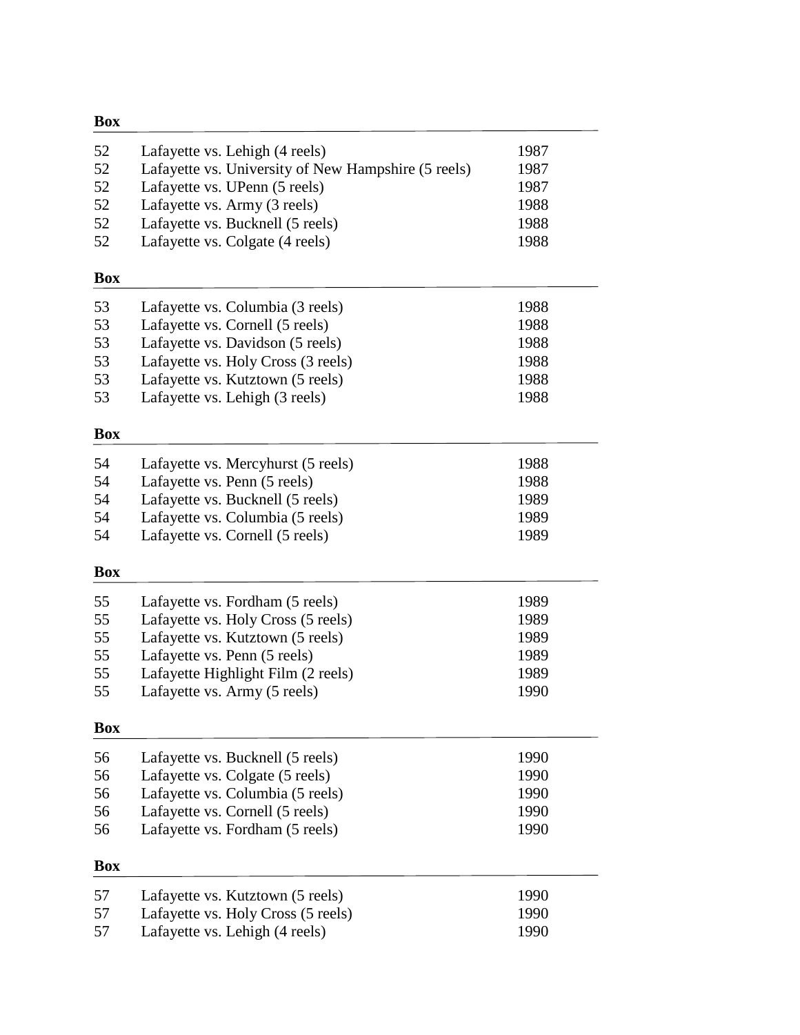| Box | | |
|---|---|---|
| 52 | Lafayette vs. Lehigh (4 reels) | 1987 |
| 52 | Lafayette vs. University of New Hampshire (5 reels) | 1987 |
| 52 | Lafayette vs. UPenn (5 reels) | 1987 |
| 52 | Lafayette vs. Army (3 reels) | 1988 |
| 52 | Lafayette vs. Bucknell (5 reels) | 1988 |
| 52 | Lafayette vs. Colgate (4 reels) | 1988 |

| Box | | |
|---|---|---|
| 53 | Lafayette vs. Columbia (3 reels) | 1988 |
| 53 | Lafayette vs. Cornell (5 reels) | 1988 |
| 53 | Lafayette vs. Davidson (5 reels) | 1988 |
| 53 | Lafayette vs. Holy Cross (3 reels) | 1988 |
| 53 | Lafayette vs. Kutztown (5 reels) | 1988 |
| 53 | Lafayette vs. Lehigh (3 reels) | 1988 |

| Box | | |
|---|---|---|
| 54 | Lafayette vs. Mercyhurst (5 reels) | 1988 |
| 54 | Lafayette vs. Penn (5 reels) | 1988 |
| 54 | Lafayette vs. Bucknell (5 reels) | 1989 |
| 54 | Lafayette vs. Columbia (5 reels) | 1989 |
| 54 | Lafayette vs. Cornell (5 reels) | 1989 |

| Box | | |
|---|---|---|
| 55 | Lafayette vs. Fordham (5 reels) | 1989 |
| 55 | Lafayette vs. Holy Cross (5 reels) | 1989 |
| 55 | Lafayette vs. Kutztown (5 reels) | 1989 |
| 55 | Lafayette vs. Penn (5 reels) | 1989 |
| 55 | Lafayette Highlight Film (2 reels) | 1989 |
| 55 | Lafayette vs. Army (5 reels) | 1990 |

| Box | | |
|---|---|---|
| 56 | Lafayette vs. Bucknell (5 reels) | 1990 |
| 56 | Lafayette vs. Colgate (5 reels) | 1990 |
| 56 | Lafayette vs. Columbia (5 reels) | 1990 |
| 56 | Lafayette vs. Cornell (5 reels) | 1990 |
| 56 | Lafayette vs. Fordham (5 reels) | 1990 |

| Box | | |
|---|---|---|
| 57 | Lafayette vs. Kutztown (5 reels) | 1990 |
| 57 | Lafayette vs. Holy Cross (5 reels) | 1990 |
| 57 | Lafayette vs. Lehigh (4 reels) | 1990 |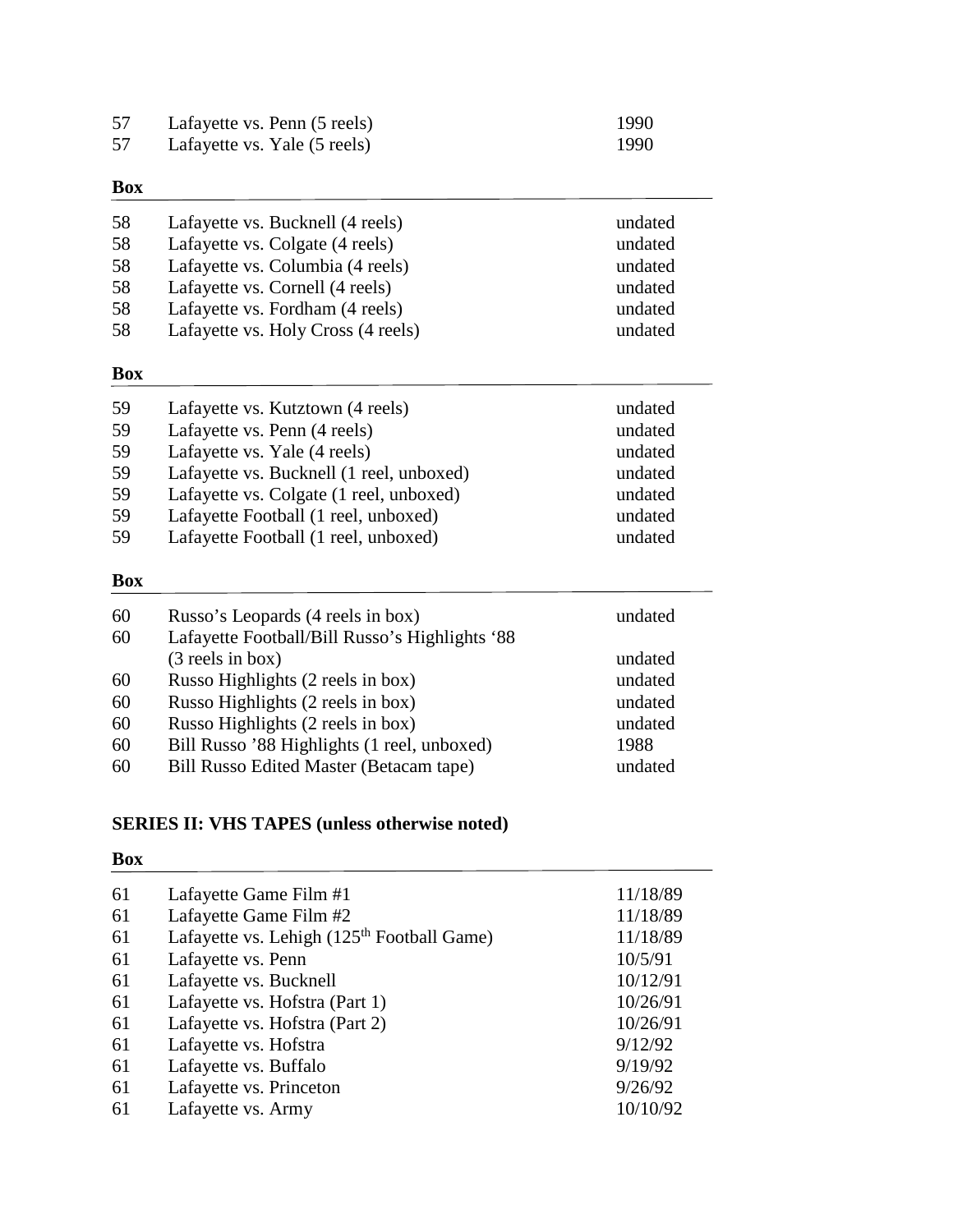| | | |
|---|---|---|
| 57 | Lafayette vs. Penn (5 reels) | 1990 |
| 57 | Lafayette vs. Yale (5 reels) | 1990 |

| Box | | |
|---|---|---|
| 58 | Lafayette vs. Bucknell (4 reels) | undated |
| 58 | Lafayette vs. Colgate (4 reels) | undated |
| 58 | Lafayette vs. Columbia (4 reels) | undated |
| 58 | Lafayette vs. Cornell (4 reels) | undated |
| 58 | Lafayette vs. Fordham (4 reels) | undated |
| 58 | Lafayette vs. Holy Cross (4 reels) | undated |

| Box | | |
|---|---|---|
| 59 | Lafayette vs. Kutztown (4 reels) | undated |
| 59 | Lafayette vs. Penn (4 reels) | undated |
| 59 | Lafayette vs. Yale (4 reels) | undated |
| 59 | Lafayette vs. Bucknell (1 reel, unboxed) | undated |
| 59 | Lafayette vs. Colgate (1 reel, unboxed) | undated |
| 59 | Lafayette Football (1 reel, unboxed) | undated |
| 59 | Lafayette Football (1 reel, unboxed) | undated |

| Box | | |
|---|---|---|
| 60 | Russo's Leopards (4 reels in box) | undated |
| 60 | Lafayette Football/Bill Russo's Highlights '88 (3 reels in box) | undated |
| 60 | Russo Highlights (2 reels in box) | undated |
| 60 | Russo Highlights (2 reels in box) | undated |
| 60 | Russo Highlights (2 reels in box) | undated |
| 60 | Bill Russo '88 Highlights (1 reel, unboxed) | 1988 |
| 60 | Bill Russo Edited Master (Betacam tape) | undated |

**SERIES II: VHS TAPES (unless otherwise noted)**

| Box | | |
|---|---|---|
| 61 | Lafayette Game Film #1 | 11/18/89 |
| 61 | Lafayette Game Film #2 | 11/18/89 |
| 61 | Lafayette vs. Lehigh (125th Football Game) | 11/18/89 |
| 61 | Lafayette vs. Penn | 10/5/91 |
| 61 | Lafayette vs. Bucknell | 10/12/91 |
| 61 | Lafayette vs. Hofstra (Part 1) | 10/26/91 |
| 61 | Lafayette vs. Hofstra (Part 2) | 10/26/91 |
| 61 | Lafayette vs. Hofstra | 9/12/92 |
| 61 | Lafayette vs. Buffalo | 9/19/92 |
| 61 | Lafayette vs. Princeton | 9/26/92 |
| 61 | Lafayette vs. Army | 10/10/92 |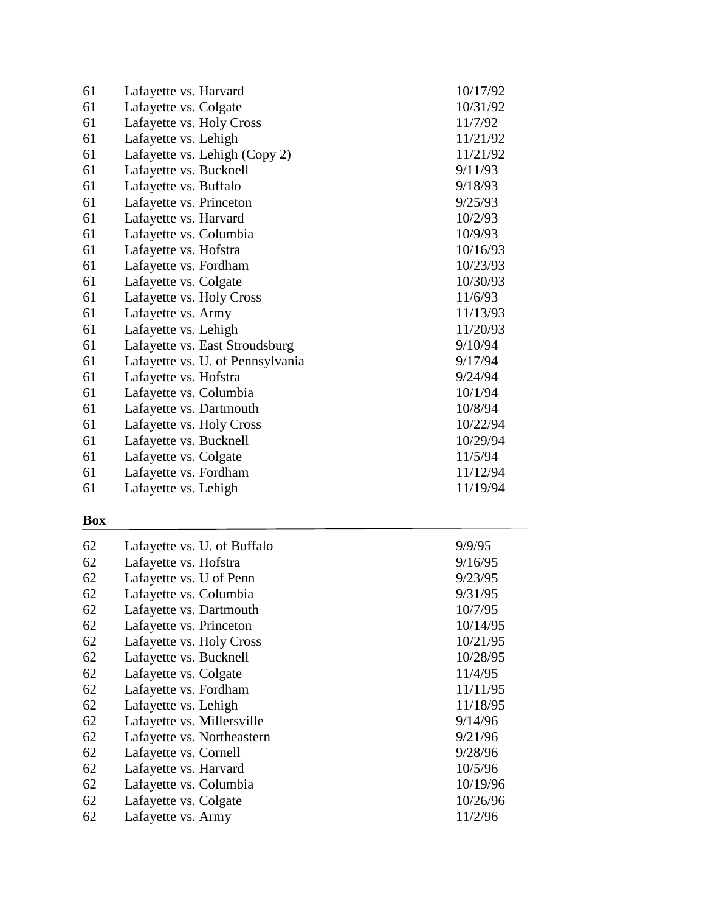| | | |
|---|---|---|
| 61 | Lafayette vs. Harvard | 10/17/92 |
| 61 | Lafayette vs. Colgate | 10/31/92 |
| 61 | Lafayette vs. Holy Cross | 11/7/92 |
| 61 | Lafayette vs. Lehigh | 11/21/92 |
| 61 | Lafayette vs. Lehigh (Copy 2) | 11/21/92 |
| 61 | Lafayette vs. Bucknell | 9/11/93 |
| 61 | Lafayette vs. Buffalo | 9/18/93 |
| 61 | Lafayette vs. Princeton | 9/25/93 |
| 61 | Lafayette vs. Harvard | 10/2/93 |
| 61 | Lafayette vs. Columbia | 10/9/93 |
| 61 | Lafayette vs. Hofstra | 10/16/93 |
| 61 | Lafayette vs. Fordham | 10/23/93 |
| 61 | Lafayette vs. Colgate | 10/30/93 |
| 61 | Lafayette vs. Holy Cross | 11/6/93 |
| 61 | Lafayette vs. Army | 11/13/93 |
| 61 | Lafayette vs. Lehigh | 11/20/93 |
| 61 | Lafayette vs. East Stroudsburg | 9/10/94 |
| 61 | Lafayette vs. U. of Pennsylvania | 9/17/94 |
| 61 | Lafayette vs. Hofstra | 9/24/94 |
| 61 | Lafayette vs. Columbia | 10/1/94 |
| 61 | Lafayette vs. Dartmouth | 10/8/94 |
| 61 | Lafayette vs. Holy Cross | 10/22/94 |
| 61 | Lafayette vs. Bucknell | 10/29/94 |
| 61 | Lafayette vs. Colgate | 11/5/94 |
| 61 | Lafayette vs. Fordham | 11/12/94 |
| 61 | Lafayette vs. Lehigh | 11/19/94 |

| **Box** | | |
|---|---|---|
| 62 | Lafayette vs. U. of Buffalo | 9/9/95 |
| 62 | Lafayette vs. Hofstra | 9/16/95 |
| 62 | Lafayette vs. U of Penn | 9/23/95 |
| 62 | Lafayette vs. Columbia | 9/31/95 |
| 62 | Lafayette vs. Dartmouth | 10/7/95 |
| 62 | Lafayette vs. Princeton | 10/14/95 |
| 62 | Lafayette vs. Holy Cross | 10/21/95 |
| 62 | Lafayette vs. Bucknell | 10/28/95 |
| 62 | Lafayette vs. Colgate | 11/4/95 |
| 62 | Lafayette vs. Fordham | 11/11/95 |
| 62 | Lafayette vs. Lehigh | 11/18/95 |
| 62 | Lafayette vs. Millersville | 9/14/96 |
| 62 | Lafayette vs. Northeastern | 9/21/96 |
| 62 | Lafayette vs. Cornell | 9/28/96 |
| 62 | Lafayette vs. Harvard | 10/5/96 |
| 62 | Lafayette vs. Columbia | 10/19/96 |
| 62 | Lafayette vs. Colgate | 10/26/96 |
| 62 | Lafayette vs. Army | 11/2/96 |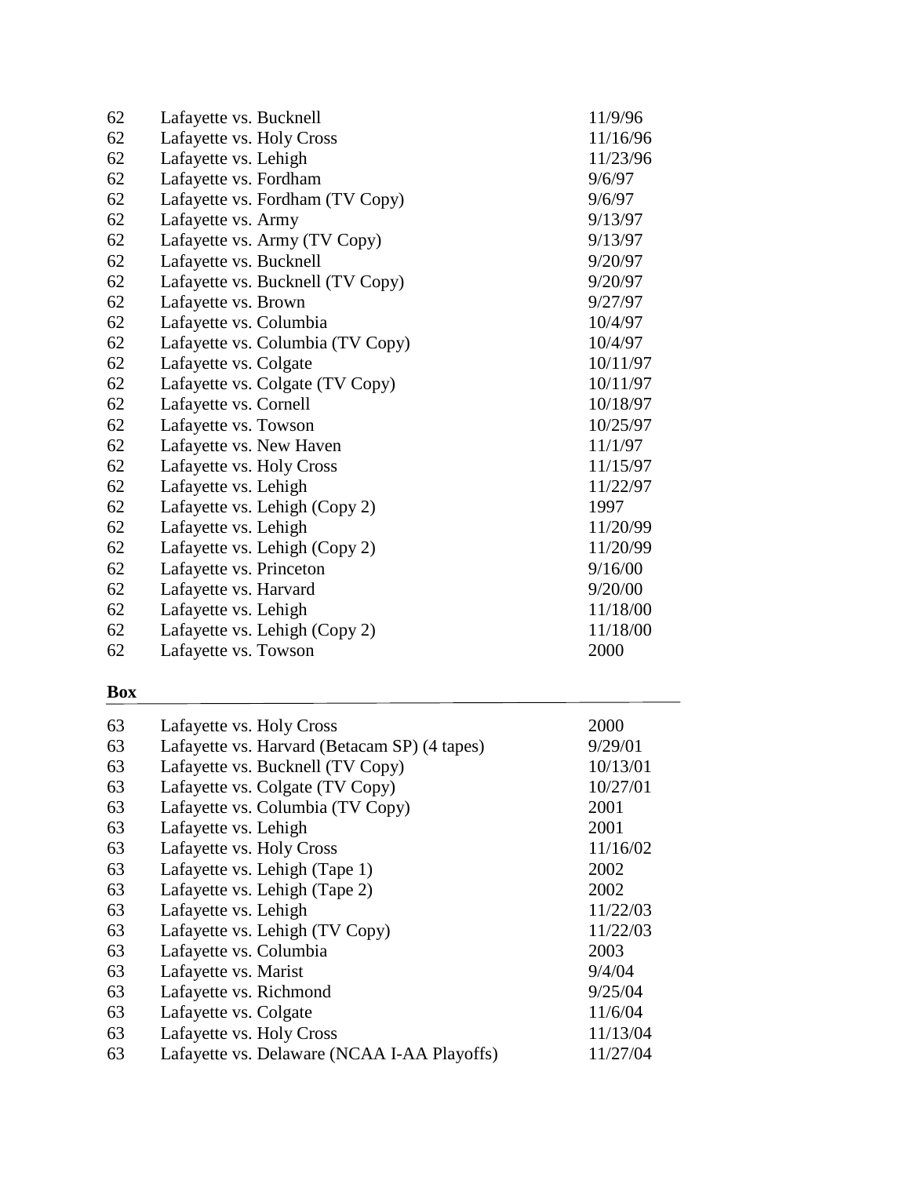| | | |
|---|---|---|
| 62 | Lafayette vs. Bucknell | 11/9/96 |
| 62 | Lafayette vs. Holy Cross | 11/16/96 |
| 62 | Lafayette vs. Lehigh | 11/23/96 |
| 62 | Lafayette vs. Fordham | 9/6/97 |
| 62 | Lafayette vs. Fordham (TV Copy) | 9/6/97 |
| 62 | Lafayette vs. Army | 9/13/97 |
| 62 | Lafayette vs. Army (TV Copy) | 9/13/97 |
| 62 | Lafayette vs. Bucknell | 9/20/97 |
| 62 | Lafayette vs. Bucknell (TV Copy) | 9/20/97 |
| 62 | Lafayette vs. Brown | 9/27/97 |
| 62 | Lafayette vs. Columbia | 10/4/97 |
| 62 | Lafayette vs. Columbia (TV Copy) | 10/4/97 |
| 62 | Lafayette vs. Colgate | 10/11/97 |
| 62 | Lafayette vs. Colgate (TV Copy) | 10/11/97 |
| 62 | Lafayette vs. Cornell | 10/18/97 |
| 62 | Lafayette vs. Towson | 10/25/97 |
| 62 | Lafayette vs. New Haven | 11/1/97 |
| 62 | Lafayette vs. Holy Cross | 11/15/97 |
| 62 | Lafayette vs. Lehigh | 11/22/97 |
| 62 | Lafayette vs. Lehigh (Copy 2) | 1997 |
| 62 | Lafayette vs. Lehigh | 11/20/99 |
| 62 | Lafayette vs. Lehigh (Copy 2) | 11/20/99 |
| 62 | Lafayette vs. Princeton | 9/16/00 |
| 62 | Lafayette vs. Harvard | 9/20/00 |
| 62 | Lafayette vs. Lehigh | 11/18/00 |
| 62 | Lafayette vs. Lehigh (Copy 2) | 11/18/00 |
| 62 | Lafayette vs. Towson | 2000 |

**Box**

| | | |
|---|---|---|
| 63 | Lafayette vs. Holy Cross | 2000 |
| 63 | Lafayette vs. Harvard (Betacam SP) (4 tapes) | 9/29/01 |
| 63 | Lafayette vs. Bucknell (TV Copy) | 10/13/01 |
| 63 | Lafayette vs. Colgate (TV Copy) | 10/27/01 |
| 63 | Lafayette vs. Columbia (TV Copy) | 2001 |
| 63 | Lafayette vs. Lehigh | 2001 |
| 63 | Lafayette vs. Holy Cross | 11/16/02 |
| 63 | Lafayette vs. Lehigh (Tape 1) | 2002 |
| 63 | Lafayette vs. Lehigh (Tape 2) | 2002 |
| 63 | Lafayette vs. Lehigh | 11/22/03 |
| 63 | Lafayette vs. Lehigh (TV Copy) | 11/22/03 |
| 63 | Lafayette vs. Columbia | 2003 |
| 63 | Lafayette vs. Marist | 9/4/04 |
| 63 | Lafayette vs. Richmond | 9/25/04 |
| 63 | Lafayette vs. Colgate | 11/6/04 |
| 63 | Lafayette vs. Holy Cross | 11/13/04 |
| 63 | Lafayette vs. Delaware (NCAA I-AA Playoffs) | 11/27/04 |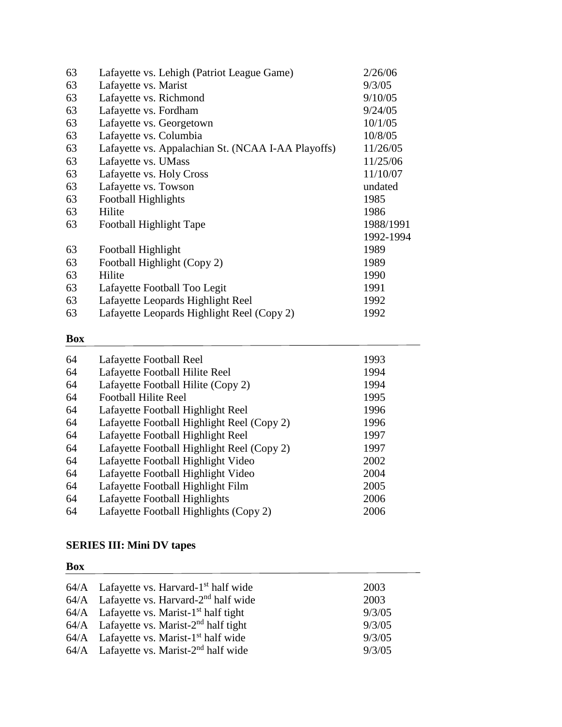| | | |
|---|---|---|
| 63 | Lafayette vs. Lehigh (Patriot League Game) | 2/26/06 |
| 63 | Lafayette vs. Marist | 9/3/05 |
| 63 | Lafayette vs. Richmond | 9/10/05 |
| 63 | Lafayette vs. Fordham | 9/24/05 |
| 63 | Lafayette vs. Georgetown | 10/1/05 |
| 63 | Lafayette vs. Columbia | 10/8/05 |
| 63 | Lafayette vs. Appalachian St. (NCAA I-AA Playoffs) | 11/26/05 |
| 63 | Lafayette vs. UMass | 11/25/06 |
| 63 | Lafayette vs. Holy Cross | 11/10/07 |
| 63 | Lafayette vs. Towson | undated |
| 63 | Football Highlights | 1985 |
| 63 | Hilite | 1986 |
| 63 | Football Highlight Tape | 1988/1991 1992-1994 |
| 63 | Football Highlight | 1989 |
| 63 | Football Highlight (Copy 2) | 1989 |
| 63 | Hilite | 1990 |
| 63 | Lafayette Football Too Legit | 1991 |
| 63 | Lafayette Leopards Highlight Reel | 1992 |
| 63 | Lafayette Leopards Highlight Reel (Copy 2) | 1992 |

| **Box** | | |
|---|---|---|
| 64 | Lafayette Football Reel | 1993 |
| 64 | Lafayette Football Hilite Reel | 1994 |
| 64 | Lafayette Football Hilite (Copy 2) | 1994 |
| 64 | Football Hilite Reel | 1995 |
| 64 | Lafayette Football Highlight Reel | 1996 |
| 64 | Lafayette Football Highlight Reel (Copy 2) | 1996 |
| 64 | Lafayette Football Highlight Reel | 1997 |
| 64 | Lafayette Football Highlight Reel (Copy 2) | 1997 |
| 64 | Lafayette Football Highlight Video | 2002 |
| 64 | Lafayette Football Highlight Video | 2004 |
| 64 | Lafayette Football Highlight Film | 2005 |
| 64 | Lafayette Football Highlights | 2006 |
| 64 | Lafayette Football Highlights (Copy 2) | 2006 |

**SERIES III: Mini DV tapes**

| **Box** | | |
|---|---|---|
| 64/A | Lafayette vs. Harvard-1st half wide | 2003 |
| 64/A | Lafayette vs. Harvard-2nd half wide | 2003 |
| 64/A | Lafayette vs. Marist-1st half tight | 9/3/05 |
| 64/A | Lafayette vs. Marist-2nd half tight | 9/3/05 |
| 64/A | Lafayette vs. Marist-1st half wide | 9/3/05 |
| 64/A | Lafayette vs. Marist-2nd half wide | 9/3/05 |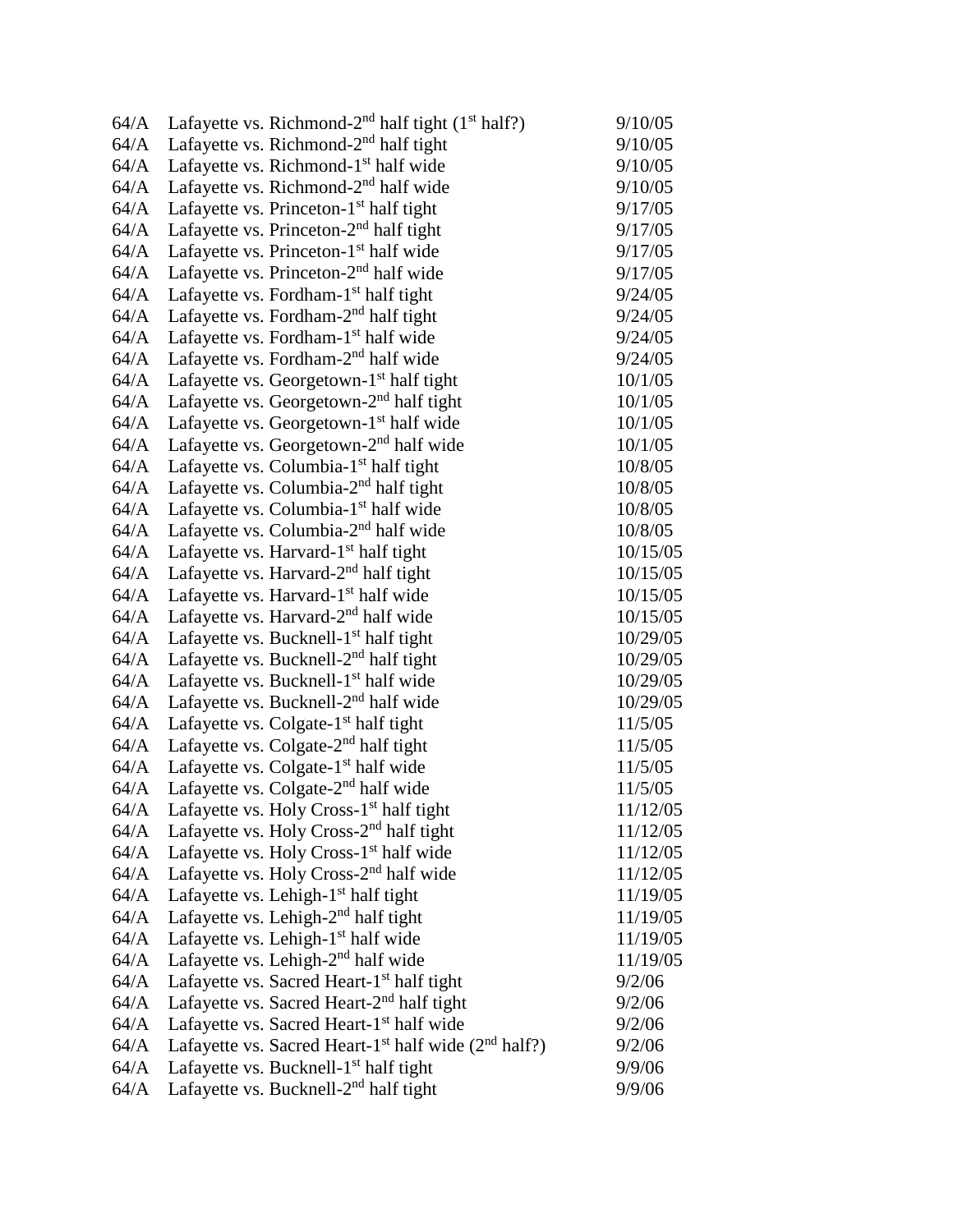| | | |
|---|---|---|
| 64/A | Lafayette vs. Richmond-2nd half tight (1st half?) | 9/10/05 |
| 64/A | Lafayette vs. Richmond-2nd half tight | 9/10/05 |
| 64/A | Lafayette vs. Richmond-1st half wide | 9/10/05 |
| 64/A | Lafayette vs. Richmond-2nd half wide | 9/10/05 |
| 64/A | Lafayette vs. Princeton-1st half tight | 9/17/05 |
| 64/A | Lafayette vs. Princeton-2nd half tight | 9/17/05 |
| 64/A | Lafayette vs. Princeton-1st half wide | 9/17/05 |
| 64/A | Lafayette vs. Princeton-2nd half wide | 9/17/05 |
| 64/A | Lafayette vs. Fordham-1st half tight | 9/24/05 |
| 64/A | Lafayette vs. Fordham-2nd half tight | 9/24/05 |
| 64/A | Lafayette vs. Fordham-1st half wide | 9/24/05 |
| 64/A | Lafayette vs. Fordham-2nd half wide | 9/24/05 |
| 64/A | Lafayette vs. Georgetown-1st half tight | 10/1/05 |
| 64/A | Lafayette vs. Georgetown-2nd half tight | 10/1/05 |
| 64/A | Lafayette vs. Georgetown-1st half wide | 10/1/05 |
| 64/A | Lafayette vs. Georgetown-2nd half wide | 10/1/05 |
| 64/A | Lafayette vs. Columbia-1st half tight | 10/8/05 |
| 64/A | Lafayette vs. Columbia-2nd half tight | 10/8/05 |
| 64/A | Lafayette vs. Columbia-1st half wide | 10/8/05 |
| 64/A | Lafayette vs. Columbia-2nd half wide | 10/8/05 |
| 64/A | Lafayette vs. Harvard-1st half tight | 10/15/05 |
| 64/A | Lafayette vs. Harvard-2nd half tight | 10/15/05 |
| 64/A | Lafayette vs. Harvard-1st half wide | 10/15/05 |
| 64/A | Lafayette vs. Harvard-2nd half wide | 10/15/05 |
| 64/A | Lafayette vs. Bucknell-1st half tight | 10/29/05 |
| 64/A | Lafayette vs. Bucknell-2nd half tight | 10/29/05 |
| 64/A | Lafayette vs. Bucknell-1st half wide | 10/29/05 |
| 64/A | Lafayette vs. Bucknell-2nd half wide | 10/29/05 |
| 64/A | Lafayette vs. Colgate-1st half tight | 11/5/05 |
| 64/A | Lafayette vs. Colgate-2nd half tight | 11/5/05 |
| 64/A | Lafayette vs. Colgate-1st half wide | 11/5/05 |
| 64/A | Lafayette vs. Colgate-2nd half wide | 11/5/05 |
| 64/A | Lafayette vs. Holy Cross-1st half tight | 11/12/05 |
| 64/A | Lafayette vs. Holy Cross-2nd half tight | 11/12/05 |
| 64/A | Lafayette vs. Holy Cross-1st half wide | 11/12/05 |
| 64/A | Lafayette vs. Holy Cross-2nd half wide | 11/12/05 |
| 64/A | Lafayette vs. Lehigh-1st half tight | 11/19/05 |
| 64/A | Lafayette vs. Lehigh-2nd half tight | 11/19/05 |
| 64/A | Lafayette vs. Lehigh-1st half wide | 11/19/05 |
| 64/A | Lafayette vs. Lehigh-2nd half wide | 11/19/05 |
| 64/A | Lafayette vs. Sacred Heart-1st half tight | 9/2/06 |
| 64/A | Lafayette vs. Sacred Heart-2nd half tight | 9/2/06 |
| 64/A | Lafayette vs. Sacred Heart-1st half wide | 9/2/06 |
| 64/A | Lafayette vs. Sacred Heart-1st half wide (2nd half?) | 9/2/06 |
| 64/A | Lafayette vs. Bucknell-1st half tight | 9/9/06 |
| 64/A | Lafayette vs. Bucknell-2nd half tight | 9/9/06 |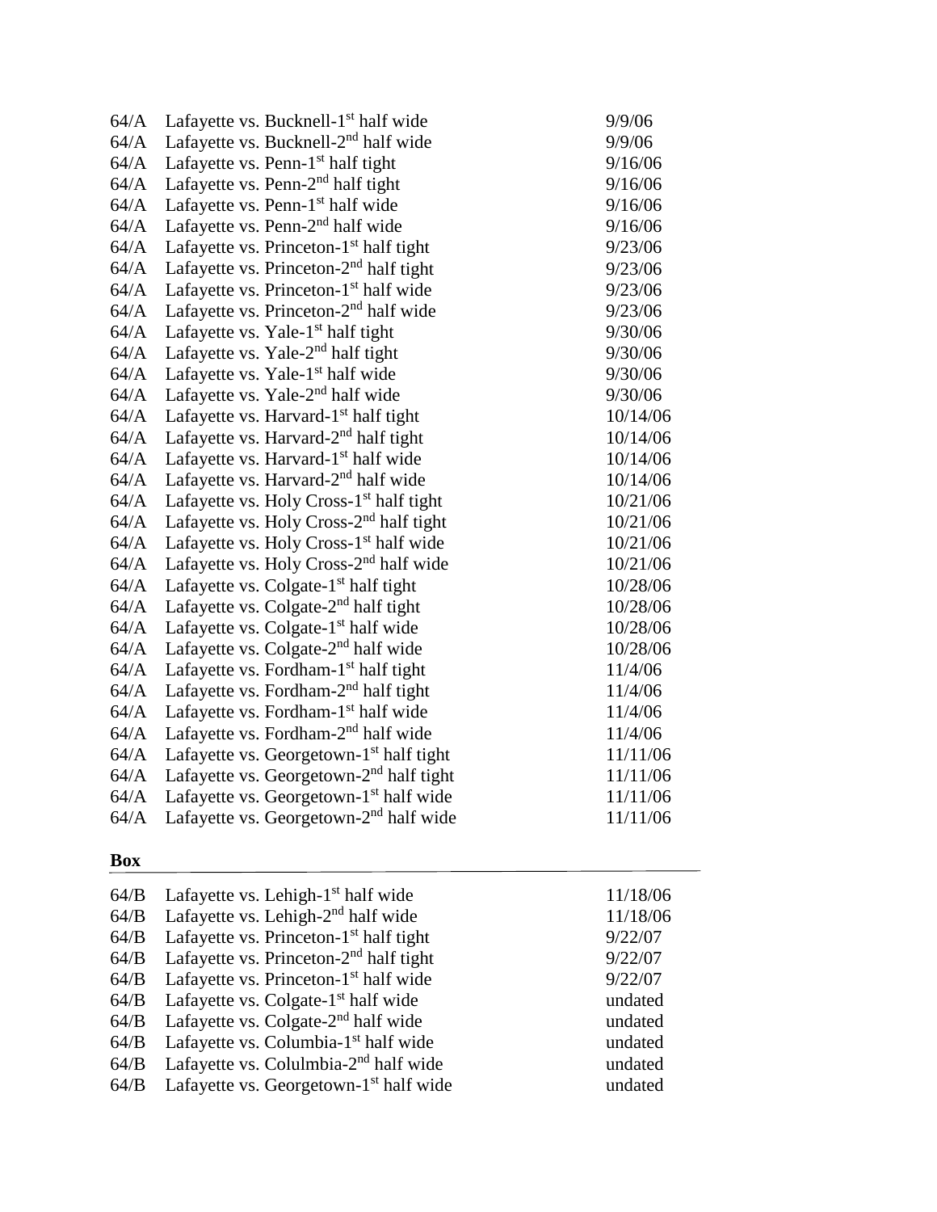| | | |
|---|---|---|
| 64/A | Lafayette vs. Bucknell-1st half wide | 9/9/06 |
| 64/A | Lafayette vs. Bucknell-2nd half wide | 9/9/06 |
| 64/A | Lafayette vs. Penn-1st half tight | 9/16/06 |
| 64/A | Lafayette vs. Penn-2nd half tight | 9/16/06 |
| 64/A | Lafayette vs. Penn-1st half wide | 9/16/06 |
| 64/A | Lafayette vs. Penn-2nd half wide | 9/16/06 |
| 64/A | Lafayette vs. Princeton-1st half tight | 9/23/06 |
| 64/A | Lafayette vs. Princeton-2nd half tight | 9/23/06 |
| 64/A | Lafayette vs. Princeton-1st half wide | 9/23/06 |
| 64/A | Lafayette vs. Princeton-2nd half wide | 9/23/06 |
| 64/A | Lafayette vs. Yale-1st half tight | 9/30/06 |
| 64/A | Lafayette vs. Yale-2nd half tight | 9/30/06 |
| 64/A | Lafayette vs. Yale-1st half wide | 9/30/06 |
| 64/A | Lafayette vs. Yale-2nd half wide | 9/30/06 |
| 64/A | Lafayette vs. Harvard-1st half tight | 10/14/06 |
| 64/A | Lafayette vs. Harvard-2nd half tight | 10/14/06 |
| 64/A | Lafayette vs. Harvard-1st half wide | 10/14/06 |
| 64/A | Lafayette vs. Harvard-2nd half wide | 10/14/06 |
| 64/A | Lafayette vs. Holy Cross-1st half tight | 10/21/06 |
| 64/A | Lafayette vs. Holy Cross-2nd half tight | 10/21/06 |
| 64/A | Lafayette vs. Holy Cross-1st half wide | 10/21/06 |
| 64/A | Lafayette vs. Holy Cross-2nd half wide | 10/21/06 |
| 64/A | Lafayette vs. Colgate-1st half tight | 10/28/06 |
| 64/A | Lafayette vs. Colgate-2nd half tight | 10/28/06 |
| 64/A | Lafayette vs. Colgate-1st half wide | 10/28/06 |
| 64/A | Lafayette vs. Colgate-2nd half wide | 10/28/06 |
| 64/A | Lafayette vs. Fordham-1st half tight | 11/4/06 |
| 64/A | Lafayette vs. Fordham-2nd half tight | 11/4/06 |
| 64/A | Lafayette vs. Fordham-1st half wide | 11/4/06 |
| 64/A | Lafayette vs. Fordham-2nd half wide | 11/4/06 |
| 64/A | Lafayette vs. Georgetown-1st half tight | 11/11/06 |
| 64/A | Lafayette vs. Georgetown-2nd half tight | 11/11/06 |
| 64/A | Lafayette vs. Georgetown-1st half wide | 11/11/06 |
| 64/A | Lafayette vs. Georgetown-2nd half wide | 11/11/06 |

**Box**

| | | |
|---|---|---|
| 64/B | Lafayette vs. Lehigh-1st half wide | 11/18/06 |
| 64/B | Lafayette vs. Lehigh-2nd half wide | 11/18/06 |
| 64/B | Lafayette vs. Princeton-1st half tight | 9/22/07 |
| 64/B | Lafayette vs. Princeton-2nd half tight | 9/22/07 |
| 64/B | Lafayette vs. Princeton-1st half wide | 9/22/07 |
| 64/B | Lafayette vs. Colgate-1st half wide | undated |
| 64/B | Lafayette vs. Colgate-2nd half wide | undated |
| 64/B | Lafayette vs. Columbia-1st half wide | undated |
| 64/B | Lafayette vs. Colulmbia-2nd half wide | undated |
| 64/B | Lafayette vs. Georgetown-1st half wide | undated |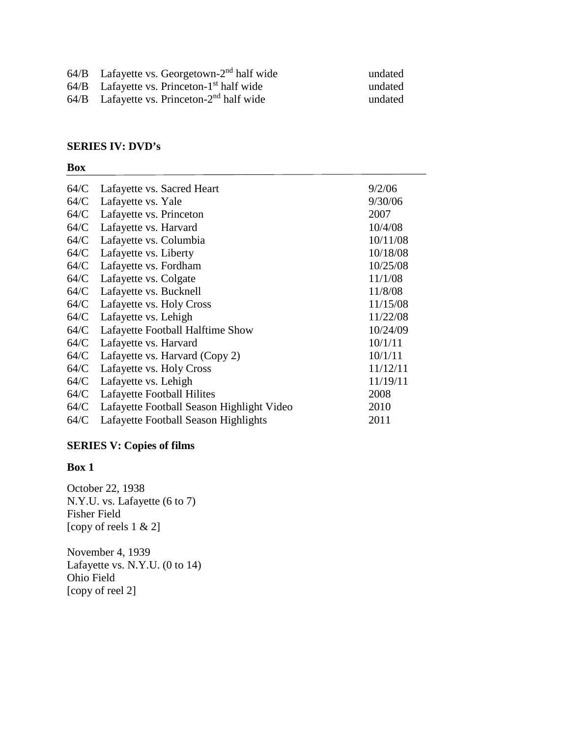| | | |
|---|---|---|
| 64/B | Lafayette vs. Georgetown-2nd half wide | undated |
| 64/B | Lafayette vs. Princeton-1st half wide | undated |
| 64/B | Lafayette vs. Princeton-2nd half wide | undated |

**SERIES IV: DVD's**

| Box | | |
|---|---|---|
| 64/C | Lafayette vs. Sacred Heart | 9/2/06 |
| 64/C | Lafayette vs. Yale | 9/30/06 |
| 64/C | Lafayette vs. Princeton | 2007 |
| 64/C | Lafayette vs. Harvard | 10/4/08 |
| 64/C | Lafayette vs. Columbia | 10/11/08 |
| 64/C | Lafayette vs. Liberty | 10/18/08 |
| 64/C | Lafayette vs. Fordham | 10/25/08 |
| 64/C | Lafayette vs. Colgate | 11/1/08 |
| 64/C | Lafayette vs. Bucknell | 11/8/08 |
| 64/C | Lafayette vs. Holy Cross | 11/15/08 |
| 64/C | Lafayette vs. Lehigh | 11/22/08 |
| 64/C | Lafayette Football Halftime Show | 10/24/09 |
| 64/C | Lafayette vs. Harvard | 10/1/11 |
| 64/C | Lafayette vs. Harvard (Copy 2) | 10/1/11 |
| 64/C | Lafayette vs. Holy Cross | 11/12/11 |
| 64/C | Lafayette vs. Lehigh | 11/19/11 |
| 64/C | Lafayette Football Hilites | 2008 |
| 64/C | Lafayette Football Season Highlight Video | 2010 |
| 64/C | Lafayette Football Season Highlights | 2011 |

**SERIES V: Copies of films**

**Box 1**

October 22, 1938
N.Y.U. vs. Lafayette (6 to 7)
Fisher Field
[copy of reels 1 & 2]

November 4, 1939
Lafayette vs. N.Y.U. (0 to 14)
Ohio Field
[copy of reel 2]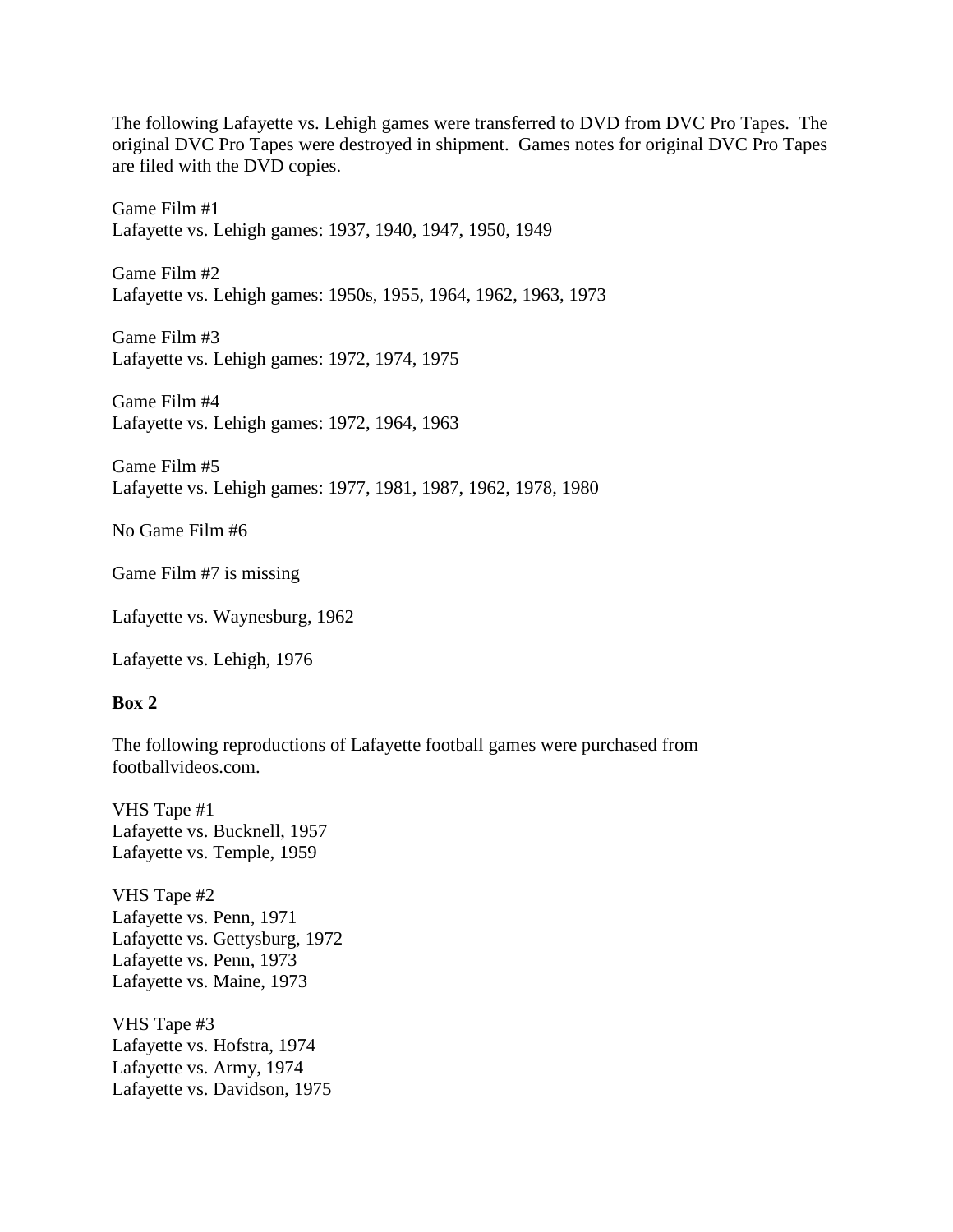The following Lafayette vs. Lehigh games were transferred to DVD from DVC Pro Tapes. The original DVC Pro Tapes were destroyed in shipment. Games notes for original DVC Pro Tapes are filed with the DVD copies.

Game Film #1
Lafayette vs. Lehigh games: 1937, 1940, 1947, 1950, 1949

Game Film #2
Lafayette vs. Lehigh games: 1950s, 1955, 1964, 1962, 1963, 1973

Game Film #3
Lafayette vs. Lehigh games: 1972, 1974, 1975

Game Film #4
Lafayette vs. Lehigh games: 1972, 1964, 1963

Game Film #5
Lafayette vs. Lehigh games: 1977, 1981, 1987, 1962, 1978, 1980

No Game Film #6

Game Film #7 is missing

Lafayette vs. Waynesburg, 1962

Lafayette vs. Lehigh, 1976

**Box 2**

The following reproductions of Lafayette football games were purchased from footballvideos.com.

VHS Tape #1
Lafayette vs. Bucknell, 1957
Lafayette vs. Temple, 1959

VHS Tape #2
Lafayette vs. Penn, 1971
Lafayette vs. Gettysburg, 1972
Lafayette vs. Penn, 1973
Lafayette vs. Maine, 1973

VHS Tape #3
Lafayette vs. Hofstra, 1974
Lafayette vs. Army, 1974
Lafayette vs. Davidson, 1975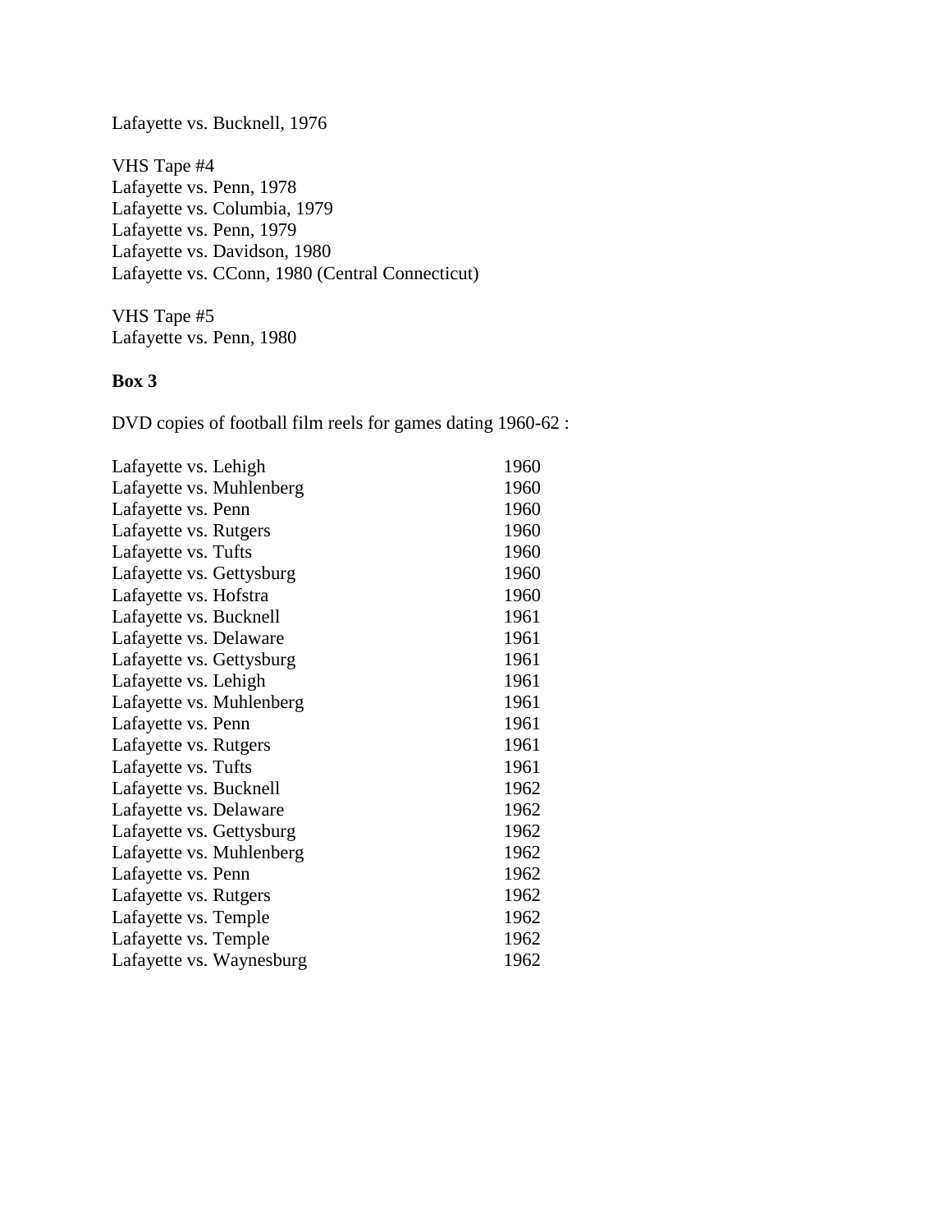Lafayette vs. Bucknell, 1976

VHS Tape #4
Lafayette vs. Penn, 1978
Lafayette vs. Columbia, 1979
Lafayette vs. Penn, 1979
Lafayette vs. Davidson, 1980
Lafayette vs. CConn, 1980 (Central Connecticut)

VHS Tape #5
Lafayette vs. Penn, 1980

**Box 3**

DVD copies of football film reels for games dating 1960-62 :

| | |
|---|---|
| Lafayette vs. Lehigh | 1960 |
| Lafayette vs. Muhlenberg | 1960 |
| Lafayette vs. Penn | 1960 |
| Lafayette vs. Rutgers | 1960 |
| Lafayette vs. Tufts | 1960 |
| Lafayette vs. Gettysburg | 1960 |
| Lafayette vs. Hofstra | 1960 |
| Lafayette vs. Bucknell | 1961 |
| Lafayette vs. Delaware | 1961 |
| Lafayette vs. Gettysburg | 1961 |
| Lafayette vs. Lehigh | 1961 |
| Lafayette vs. Muhlenberg | 1961 |
| Lafayette vs. Penn | 1961 |
| Lafayette vs. Rutgers | 1961 |
| Lafayette vs. Tufts | 1961 |
| Lafayette vs. Bucknell | 1962 |
| Lafayette vs. Delaware | 1962 |
| Lafayette vs. Gettysburg | 1962 |
| Lafayette vs. Muhlenberg | 1962 |
| Lafayette vs. Penn | 1962 |
| Lafayette vs. Rutgers | 1962 |
| Lafayette vs. Temple | 1962 |
| Lafayette vs. Temple | 1962 |
| Lafayette vs. Waynesburg | 1962 |